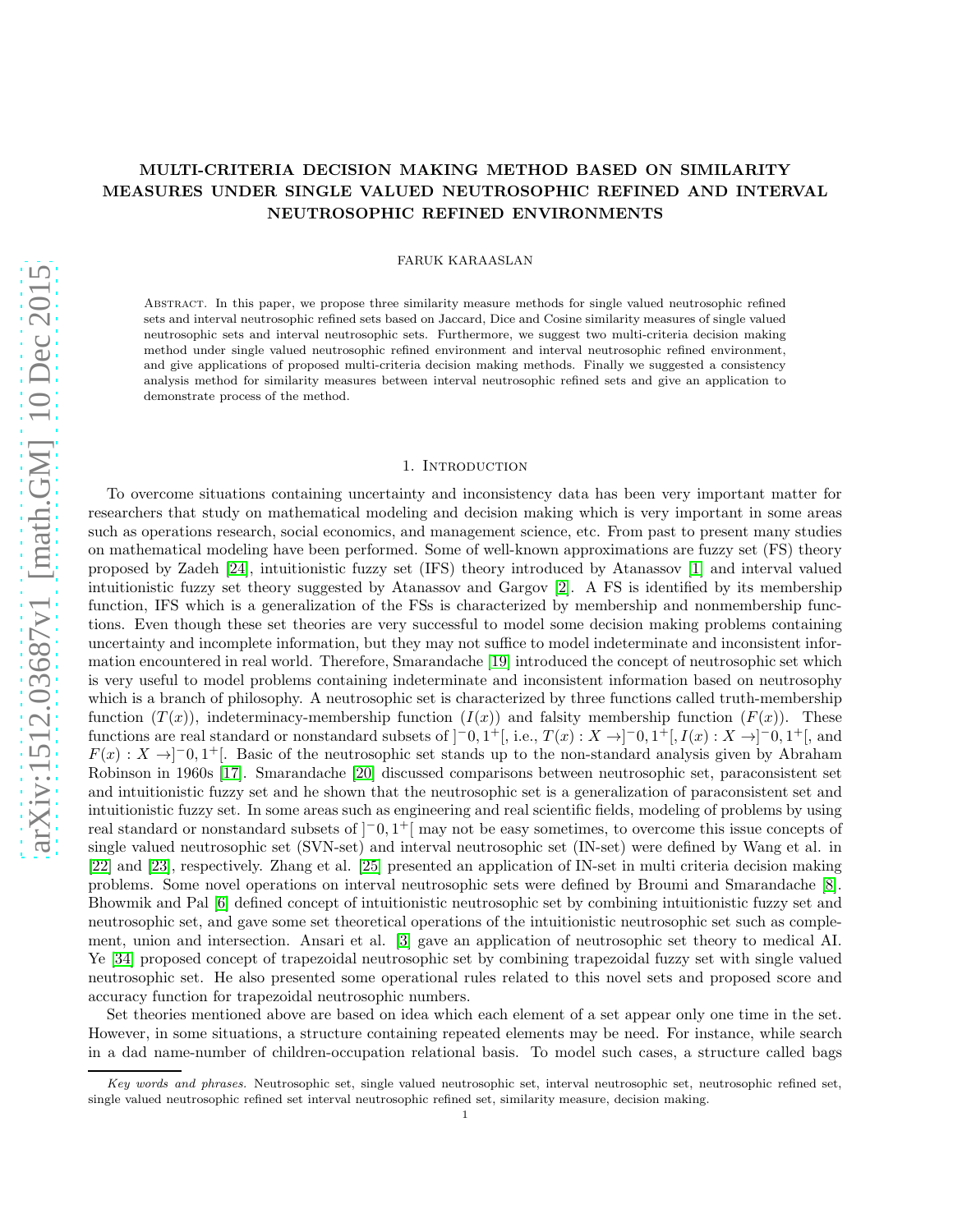# MULTI-CRITERIA DECISION MAKING METHOD BASED ON SIMILARITY MEASURES UNDER SINGLE VALUED NEUTROSOPHIC REFINED AND INTERVAL NEUTROSOPHIC REFINED ENVIRONMENTS

FARUK KARAASLAN

Abstract. In this paper, we propose three similarity measure methods for single valued neutrosophic refined sets and interval neutrosophic refined sets based on Jaccard, Dice and Cosine similarity measures of single valued neutrosophic sets and interval neutrosophic sets. Furthermore, we suggest two multi-criteria decision making method under single valued neutrosophic refined environment and interval neutrosophic refined environment, and give applications of proposed multi-criteria decision making methods. Finally we suggested a consistency analysis method for similarity measures between interval neutrosophic refined sets and give an application to demonstrate process of the method.

## 1. Introduction

To overcome situations containing uncertainty and inconsistency data has been very important matter for researchers that study on mathematical modeling and decision making which is very important in some areas such as operations research, social economics, and management science, etc. From past to present many studies on mathematical modeling have been performed. Some of well-known approximations are fuzzy set (FS) theory proposed by Zadeh [24], intuitionistic fuzzy set (IFS) theory introduced by Atanassov [1] and interval valued intuitionistic fuzzy set theory suggested by Atanassov and Gargov [2]. A FS is identified by its membership function, IFS which is a generalization of the FSs is characterized by membership and nonmembership functions. Even though these set theories are very successful to model some decision making problems containing uncertainty and incomplete information, but they may not suffice to model indeterminate and inconsistent information encountered in real world. Therefore, Smarandache [19] introduced the concept of neutrosophic set which is very useful to model problems containing indeterminate and inconsistent information based on neutrosophy which is a branch of philosophy. A neutrosophic set is characterized by three functions called truth-membership function ($T(x)$), indeterminacy-membership function ($I(x)$) and falsity membership function ($F(x)$). These functions are real standard or nonstandard subsets of $]^-0, 1^+[$, i.e., $T(x) : X \to ]^-0, 1^+[, I(x) : X \to ]^-0, 1^+[$, and $F(x) : X \to ]^-0, 1^+[$. Basic of the neutrosophic set stands up to the non-standard analysis given by Abraham Robinson in 1960s [17]. Smarandache [20] discussed comparisons between neutrosophic set, paraconsistent set and intuitionistic fuzzy set and he shown that the neutrosophic set is a generalization of paraconsistent set and intuitionistic fuzzy set. In some areas such as engineering and real scientific fields, modeling of problems by using real standard or nonstandard subsets of $]^-0, 1^+[$ may not be easy sometimes, to overcome this issue concepts of single valued neutrosophic set (SVN-set) and interval neutrosophic set (IN-set) were defined by Wang et al. in [22] and [23], respectively. Zhang et al. [25] presented an application of IN-set in multi criteria decision making problems. Some novel operations on interval neutrosophic sets were defined by Broumi and Smarandache [8]. Bhowmik and Pal [6] defined concept of intuitionistic neutrosophic set by combining intuitionistic fuzzy set and neutrosophic set, and gave some set theoretical operations of the intuitionistic neutrosophic set such as complement, union and intersection. Ansari et al. [3] gave an application of neutrosophic set theory to medical AI. Ye [34] proposed concept of trapezoidal neutrosophic set by combining trapezoidal fuzzy set with single valued neutrosophic set. He also presented some operational rules related to this novel sets and proposed score and accuracy function for trapezoidal neutrosophic numbers.

Set theories mentioned above are based on idea which each element of a set appear only one time in the set. However, in some situations, a structure containing repeated elements may be need. For instance, while search in a dad name-number of children-occupation relational basis. To model such cases, a structure called bags

*Key words and phrases.* Neutrosophic set, single valued neutrosophic set, interval neutrosophic set, neutrosophic refined set, single valued neutrosophic refined set interval neutrosophic refined set, similarity measure, decision making.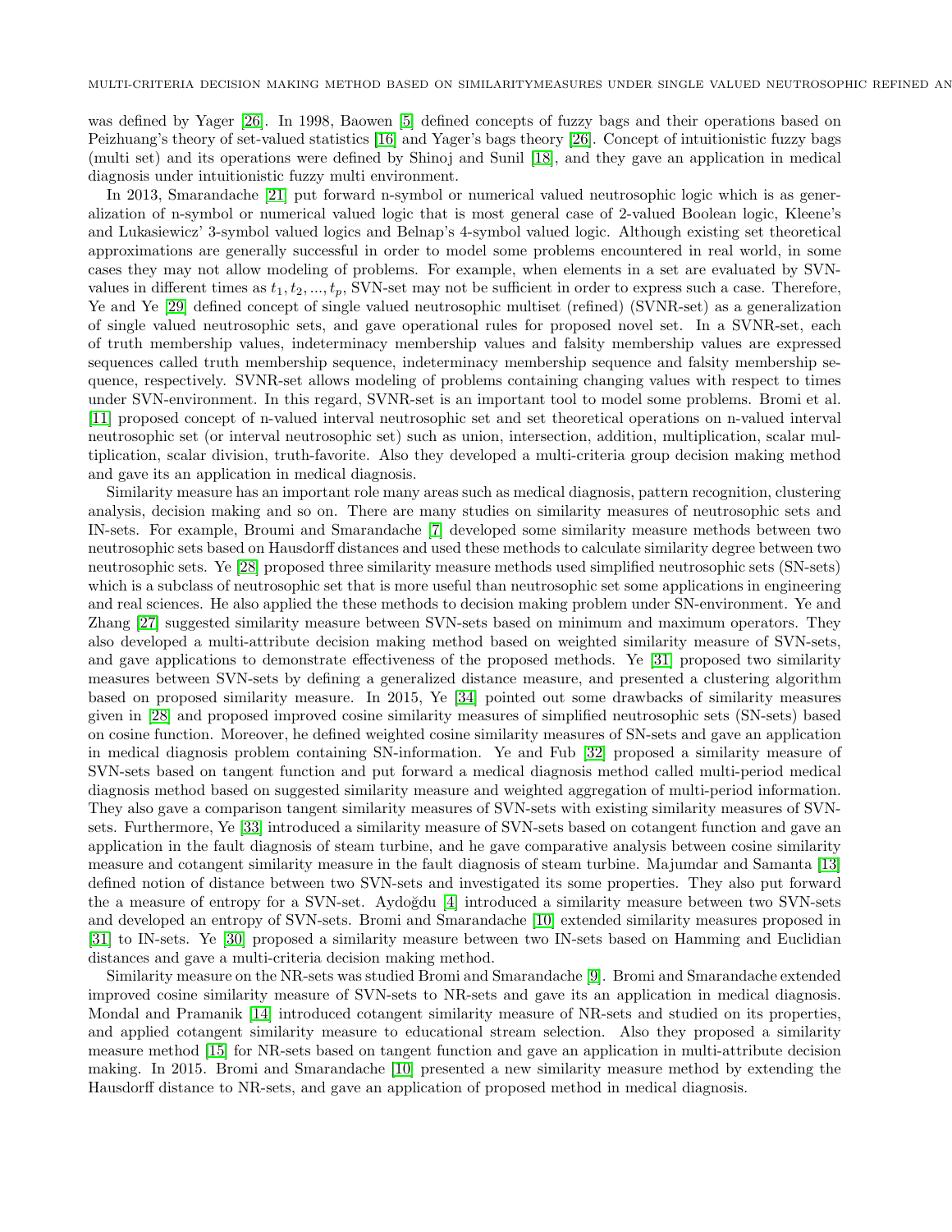was defined by Yager [26]. In 1998, Baowen [5] defined concepts of fuzzy bags and their operations based on Peizhuang's theory of set-valued statistics [16] and Yager's bags theory [26]. Concept of intuitionistic fuzzy bags (multi set) and its operations were defined by Shinoj and Sunil [18], and they gave an application in medical diagnosis under intuitionistic fuzzy multi environment.

In 2013, Smarandache [21] put forward n-symbol or numerical valued neutrosophic logic which is as generalization of n-symbol or numerical valued logic that is most general case of 2-valued Boolean logic, Kleene's and Lukasiewicz' 3-symbol valued logics and Belnap's 4-symbol valued logic. Although existing set theoretical approximations are generally successful in order to model some problems encountered in real world, in some cases they may not allow modeling of problems. For example, when elements in a set are evaluated by SVN-values in different times as $t_1, t_2, ..., t_p$, SVN-set may not be sufficient in order to express such a case. Therefore, Ye and Ye [29] defined concept of single valued neutrosophic multiset (refined) (SVNR-set) as a generalization of single valued neutrosophic sets, and gave operational rules for proposed novel set. In a SVNR-set, each of truth membership values, indeterminacy membership values and falsity membership values are expressed sequences called truth membership sequence, indeterminacy membership sequence and falsity membership sequence, respectively. SVNR-set allows modeling of problems containing changing values with respect to times under SVN-environment. In this regard, SVNR-set is an important tool to model some problems. Bromi et al. [11] proposed concept of n-valued interval neutrosophic set and set theoretical operations on n-valued interval neutrosophic set (or interval neutrosophic set) such as union, intersection, addition, multiplication, scalar multiplication, scalar division, truth-favorite. Also they developed a multi-criteria group decision making method and gave its an application in medical diagnosis.

Similarity measure has an important role many areas such as medical diagnosis, pattern recognition, clustering analysis, decision making and so on. There are many studies on similarity measures of neutrosophic sets and IN-sets. For example, Broumi and Smarandache [7] developed some similarity measure methods between two neutrosophic sets based on Hausdorff distances and used these methods to calculate similarity degree between two neutrosophic sets. Ye [28] proposed three similarity measure methods used simplified neutrosophic sets (SN-sets) which is a subclass of neutrosophic set that is more useful than neutrosophic set some applications in engineering and real sciences. He also applied the these methods to decision making problem under SN-environment. Ye and Zhang [27] suggested similarity measure between SVN-sets based on minimum and maximum operators. They also developed a multi-attribute decision making method based on weighted similarity measure of SVN-sets, and gave applications to demonstrate effectiveness of the proposed methods. Ye [31] proposed two similarity measures between SVN-sets by defining a generalized distance measure, and presented a clustering algorithm based on proposed similarity measure. In 2015, Ye [34] pointed out some drawbacks of similarity measures given in [28] and proposed improved cosine similarity measures of simplified neutrosophic sets (SN-sets) based on cosine function. Moreover, he defined weighted cosine similarity measures of SN-sets and gave an application in medical diagnosis problem containing SN-information. Ye and Fub [32] proposed a similarity measure of SVN-sets based on tangent function and put forward a medical diagnosis method called multi-period medical diagnosis method based on suggested similarity measure and weighted aggregation of multi-period information. They also gave a comparison tangent similarity measures of SVN-sets with existing similarity measures of SVN-sets. Furthermore, Ye [33] introduced a similarity measure of SVN-sets based on cotangent function and gave an application in the fault diagnosis of steam turbine, and he gave comparative analysis between cosine similarity measure and cotangent similarity measure in the fault diagnosis of steam turbine. Majumdar and Samanta [13] defined notion of distance between two SVN-sets and investigated its some properties. They also put forward the a measure of entropy for a SVN-set. Aydoğdu [4] introduced a similarity measure between two SVN-sets and developed an entropy of SVN-sets. Bromi and Smarandache [10] extended similarity measures proposed in [31] to IN-sets. Ye [30] proposed a similarity measure between two IN-sets based on Hamming and Euclidian distances and gave a multi-criteria decision making method.

Similarity measure on the NR-sets was studied Bromi and Smarandache [9]. Bromi and Smarandache extended improved cosine similarity measure of SVN-sets to NR-sets and gave its an application in medical diagnosis. Mondal and Pramanik [14] introduced cotangent similarity measure of NR-sets and studied on its properties, and applied cotangent similarity measure to educational stream selection. Also they proposed a similarity measure method [15] for NR-sets based on tangent function and gave an application in multi-attribute decision making. In 2015. Bromi and Smarandache [10] presented a new similarity measure method by extending the Hausdorff distance to NR-sets, and gave an application of proposed method in medical diagnosis.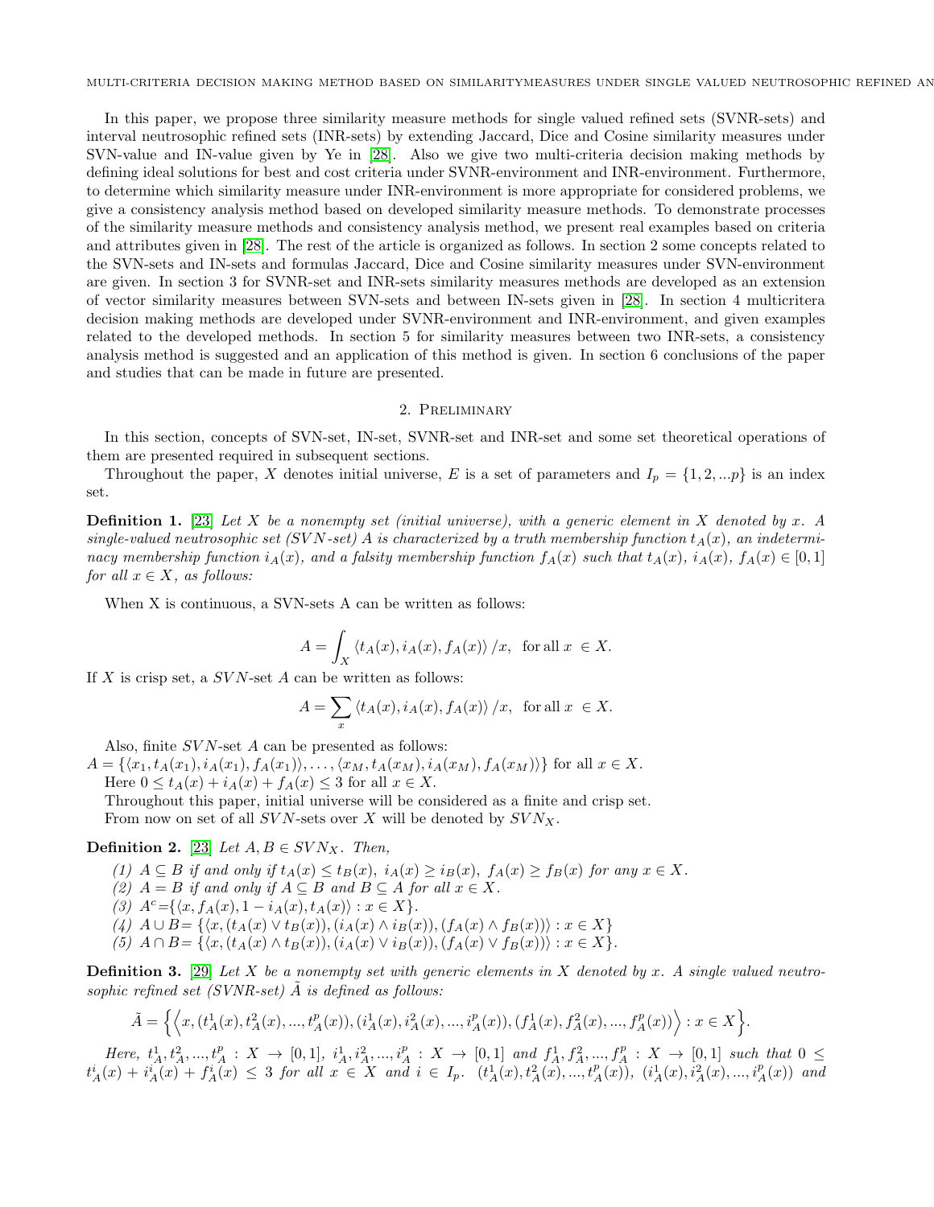In this paper, we propose three similarity measure methods for single valued refined sets (SVNR-sets) and interval neutrosophic refined sets (INR-sets) by extending Jaccard, Dice and Cosine similarity measures under SVN-value and IN-value given by Ye in [28]. Also we give two multi-criteria decision making methods by defining ideal solutions for best and cost criteria under SVNR-environment and INR-environment. Furthermore, to determine which similarity measure under INR-environment is more appropriate for considered problems, we give a consistency analysis method based on developed similarity measure methods. To demonstrate processes of the similarity measure methods and consistency analysis method, we present real examples based on criteria and attributes given in [28]. The rest of the article is organized as follows. In section 2 some concepts related to the SVN-sets and IN-sets and formulas Jaccard, Dice and Cosine similarity measures under SVN-environment are given. In section 3 for SVNR-set and INR-sets similarity measures methods are developed as an extension of vector similarity measures between SVN-sets and between IN-sets given in [28]. In section 4 multicritera decision making methods are developed under SVNR-environment and INR-environment, and given examples related to the developed methods. In section 5 for similarity measures between two INR-sets, a consistency analysis method is suggested and an application of this method is given. In section 6 conclusions of the paper and studies that can be made in future are presented.

## 2. Preliminary

In this section, concepts of SVN-set, IN-set, SVNR-set and INR-set and some set theoretical operations of them are presented required in subsequent sections.

Throughout the paper, $X$ denotes initial universe, $E$ is a set of parameters and $I_p = \{1, 2, ...p\}$ is an index set.

**Definition 1.** [23] *Let $X$ be a nonempty set (initial universe), with a generic element in $X$ denoted by $x$. A single-valued neutrosophic set (SVN-set) $A$ is characterized by a truth membership function $t_A(x)$, an indeterminacy membership function $i_A(x)$, and a falsity membership function $f_A(x)$ such that $t_A(x)$, $i_A(x)$, $f_A(x) \in [0, 1]$ for all $x \in X$, as follows:*

When X is continuous, a SVN-sets A can be written as follows:

$$A = \int_X \langle t_A(x), i_A(x), f_A(x) \rangle /x, \quad \text{for all } x \in X.$$

If $X$ is crisp set, a $SVN$-set $A$ can be written as follows:

$$A = \sum_x \langle t_A(x), i_A(x), f_A(x) \rangle /x, \quad \text{for all } x \in X.$$

Also, finite $SVN$-set $A$ can be presented as follows:
$A = \{\langle x_1, t_A(x_1), i_A(x_1), f_A(x_1) \rangle, \ldots, \langle x_M, t_A(x_M), i_A(x_M), f_A(x_M) \rangle\}$ for all $x \in X$.

Here $0 \leq t_A(x) + i_A(x) + f_A(x) \leq 3$ for all $x \in X$.

Throughout this paper, initial universe will be considered as a finite and crisp set.

From now on set of all $SVN$-sets over $X$ will be denoted by $SVN_X$.

**Definition 2.** [23] *Let $A, B \in SVN_X$. Then,*

*(1) $A \subseteq B$ if and only if $t_A(x) \leq t_B(x)$, $i_A(x) \geq i_B(x)$, $f_A(x) \geq f_B(x)$ for any $x \in X$.*
*(2) $A = B$ if and only if $A \subseteq B$ and $B \subseteq A$ for all $x \in X$.*
*(3) $A^c = \{\langle x, f_A(x), 1 - i_A(x), t_A(x) \rangle : x \in X\}$.*
*(4) $A \cup B = \{\langle x, (t_A(x) \vee t_B(x)), (i_A(x) \wedge i_B(x)), (f_A(x) \wedge f_B(x)) \rangle : x \in X\}$*
*(5) $A \cap B = \{\langle x, (t_A(x) \wedge t_B(x)), (i_A(x) \vee i_B(x)), (f_A(x) \vee f_B(x)) \rangle : x \in X\}$.*

**Definition 3.** [29] *Let $X$ be a nonempty set with generic elements in $X$ denoted by $x$. A single valued neutrosophic refined set (SVNR-set) $\tilde{A}$ is defined as follows:*

$$\tilde{A} = \Big\{ \Big\langle x, (t_A^1(x), t_A^2(x), ..., t_A^p(x)), (i_A^1(x), i_A^2(x), ..., i_A^p(x)), (f_A^1(x), f_A^2(x), ..., f_A^p(x)) \Big\rangle : x \in X \Big\}.$$

*Here, $t_A^1, t_A^2, ..., t_A^p : X \to [0, 1]$, $i_A^1, i_A^2, ..., i_A^p : X \to [0, 1]$ and $f_A^1, f_A^2, ..., f_A^p : X \to [0, 1]$ such that $0 \leq t_A^i(x) + i_A^i(x) + f_A^i(x) \leq 3$ for all $x \in X$ and $i \in I_p$. $(t_A^1(x), t_A^2(x), ..., t_A^p(x))$, $(i_A^1(x), i_A^2(x), ..., i_A^p(x))$ and*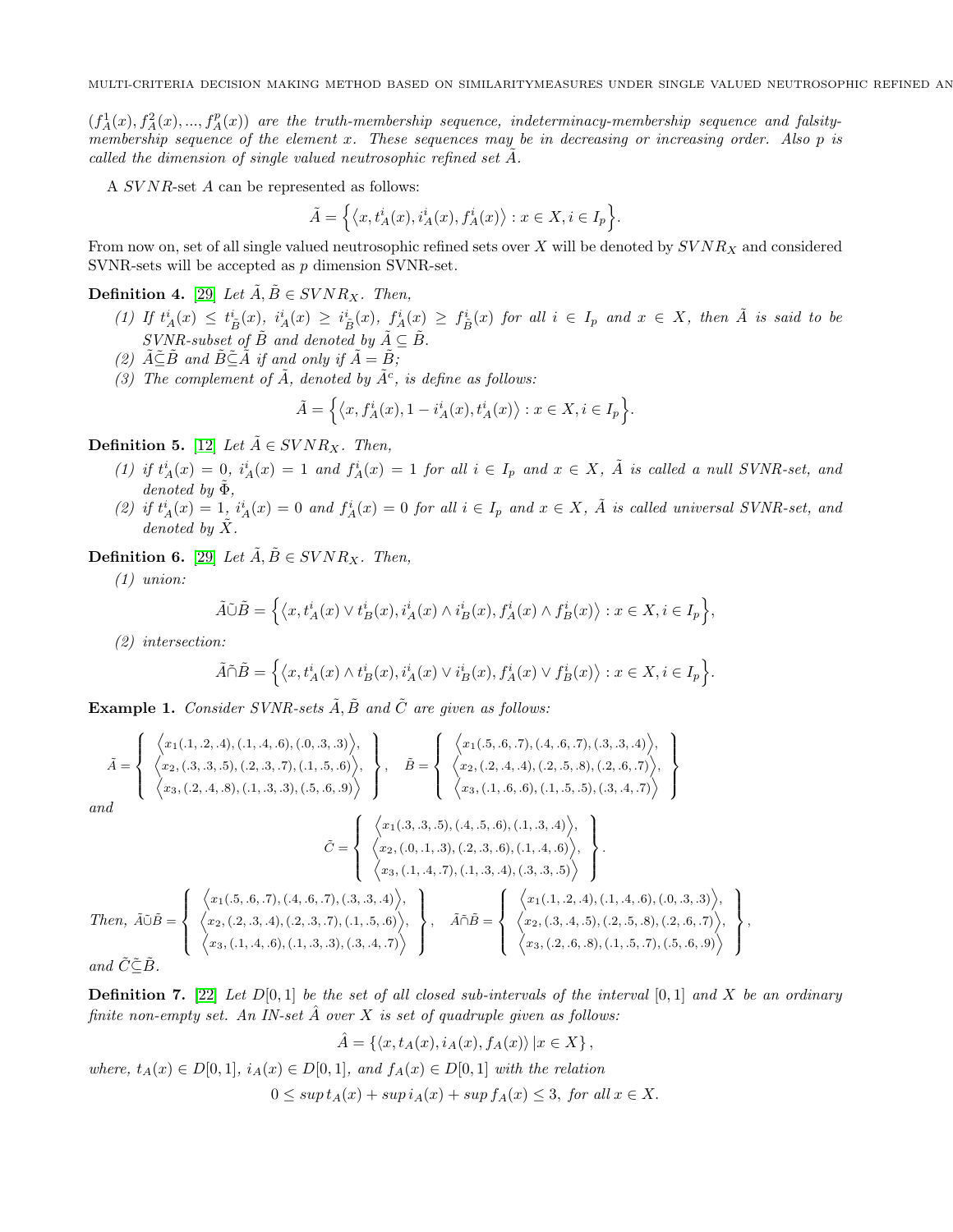$(f_A^1(x), f_A^2(x), ..., f_A^p(x))$ *are the truth-membership sequence, indeterminacy-membership sequence and falsity-membership sequence of the element $x$. These sequences may be in decreasing or increasing order. Also $p$ is called the dimension of single valued neutrosophic refined set $\tilde{A}$.*

A $SVNR$-set $A$ can be represented as follows:

$$\tilde{A} = \Big\{ \big\langle x, t_A^i(x), i_A^i(x), f_A^i(x) \big\rangle : x \in X, i \in I_p \Big\}.$$

From now on, set of all single valued neutrosophic refined sets over $X$ will be denoted by $SVNR_X$ and considered SVNR-sets will be accepted as $p$ dimension SVNR-set.

**Definition 4.** [29] *Let $\tilde{A}, \tilde{B} \in SVNR_X$. Then,*

*(1) If $t_A^i(x) \leq t_B^i(x)$, $i_A^i(x) \geq i_B^i(x)$, $f_A^i(x) \geq f_B^i(x)$ for all $i \in I_p$ and $x \in X$, then $\tilde{A}$ is said to be SVNR-subset of $\tilde{B}$ and denoted by $\tilde{A} \subseteq \tilde{B}$.*

*(2) $\tilde{A} \tilde{\subseteq} \tilde{B}$ and $\tilde{B} \tilde{\subseteq} \tilde{A}$ if and only if $\tilde{A} = \tilde{B}$;*

*(3) The complement of $\tilde{A}$, denoted by $\tilde{A}^c$, is define as follows:*

$$\tilde{A} = \Big\{ \big\langle x, f_A^i(x), 1 - i_A^i(x), t_A^i(x) \big\rangle : x \in X, i \in I_p \Big\}.$$

**Definition 5.** [12] *Let $\tilde{A} \in SVNR_X$. Then,*

*(1) if $t_A^i(x) = 0$, $i_A^i(x) = 1$ and $f_A^i(x) = 1$ for all $i \in I_p$ and $x \in X$, $\tilde{A}$ is called a null SVNR-set, and denoted by $\tilde{\Phi}$,*

*(2) if $t_A^i(x) = 1$, $i_A^i(x) = 0$ and $f_A^i(x) = 0$ for all $i \in I_p$ and $x \in X$, $\tilde{A}$ is called universal SVNR-set, and denoted by $\tilde{X}$.*

**Definition 6.** [29] *Let $\tilde{A}, \tilde{B} \in SVNR_X$. Then,*

*(1) union:*

$$\tilde{A} \tilde{\cup} \tilde{B} = \Big\{ \big\langle x, t_A^i(x) \vee t_B^i(x), i_A^i(x) \wedge i_B^i(x), f_A^i(x) \wedge f_B^i(x) \big\rangle : x \in X, i \in I_p \Big\},$$

*(2) intersection:*

$$\tilde{A} \tilde{\cap} \tilde{B} = \Big\{ \big\langle x, t_A^i(x) \wedge t_B^i(x), i_A^i(x) \vee i_B^i(x), f_A^i(x) \vee f_B^i(x) \big\rangle : x \in X, i \in I_p \Big\}.$$

**Example 1.** *Consider SVNR-sets $\tilde{A}, \tilde{B}$ and $\tilde{C}$ are given as follows:*

$$\tilde{A} = \left\{ \begin{array}{c} \big\langle x_1(.1,.2,.4),(.1,.4,.6),(.0,.3,.3) \big\rangle, \\ \big\langle x_2,(.3,.3,.5),(.2,.3,.7),(.1,.5,.6) \big\rangle, \\ \big\langle x_3,(.2,.4,.8),(.1,.3,.3),(.5,.6,.9) \big\rangle \end{array} \right\}, \quad \tilde{B} = \left\{ \begin{array}{c} \big\langle x_1(.5,.6,.7),(.4,.6,.7),(.3,.3,.4) \big\rangle, \\ \big\langle x_2,(.2,.4,.4),(.2,.5,.8),(.2,.6,.7) \big\rangle, \\ \big\langle x_3,(.1,.6,.6),(.1,.5,.5),(.3,.4,.7) \big\rangle \end{array} \right\}$$

*and*

$$\tilde{C} = \left\{ \begin{array}{c} \big\langle x_1(.3,.3,.5),(.4,.5,.6),(.1,.3,.4) \big\rangle, \\ \big\langle x_2,(.0,.1,.3),(.2,.3,.6),(.1,.4,.6) \big\rangle, \\ \big\langle x_3,(.1,.4,.7),(.1,.3,.4),(.3,.3,.5) \big\rangle \end{array} \right\}.$$

*Then,* $\tilde{A} \tilde{\cup} \tilde{B} = \left\{ \begin{array}{c} \big\langle x_1(.5,.6,.7),(.4,.6,.7),(.3,.3,.4) \big\rangle, \\ \big\langle x_2,(.2,.3,.4),(.2,.3,.7),(.1,.5,.6) \big\rangle, \\ \big\langle x_3,(.1,.4,.6),(.1,.3,.3),(.3,.4,.7) \big\rangle \end{array} \right\}, \quad \tilde{A} \tilde{\cap} \tilde{B} = \left\{ \begin{array}{c} \big\langle x_1(.1,.2,.4),(.1,.4,.6),(.0,.3,.3) \big\rangle, \\ \big\langle x_2,(.3,.4,.5),(.2,.5,.8),(.2,.6,.7) \big\rangle, \\ \big\langle x_3,(.2,.6,.8),(.1,.5,.7),(.5,.6,.9) \big\rangle \end{array} \right\},$

*and $\tilde{C} \tilde{\subseteq} \tilde{B}$.*

**Definition 7.** [22] *Let $D[0,1]$ be the set of all closed sub-intervals of the interval $[0,1]$ and $X$ be an ordinary finite non-empty set. An IN-set $\hat{A}$ over $X$ is set of quadruple given as follows:*

$$\hat{A} = \{ \langle x, t_A(x), i_A(x), f_A(x) \rangle \, | x \in X \},$$

*where, $t_A(x) \in D[0,1]$, $i_A(x) \in D[0,1]$, and $f_A(x) \in D[0,1]$ with the relation*

$$0 \leq sup\, t_A(x) + sup\, i_A(x) + sup\, f_A(x) \leq 3, \text{ for all } x \in X.$$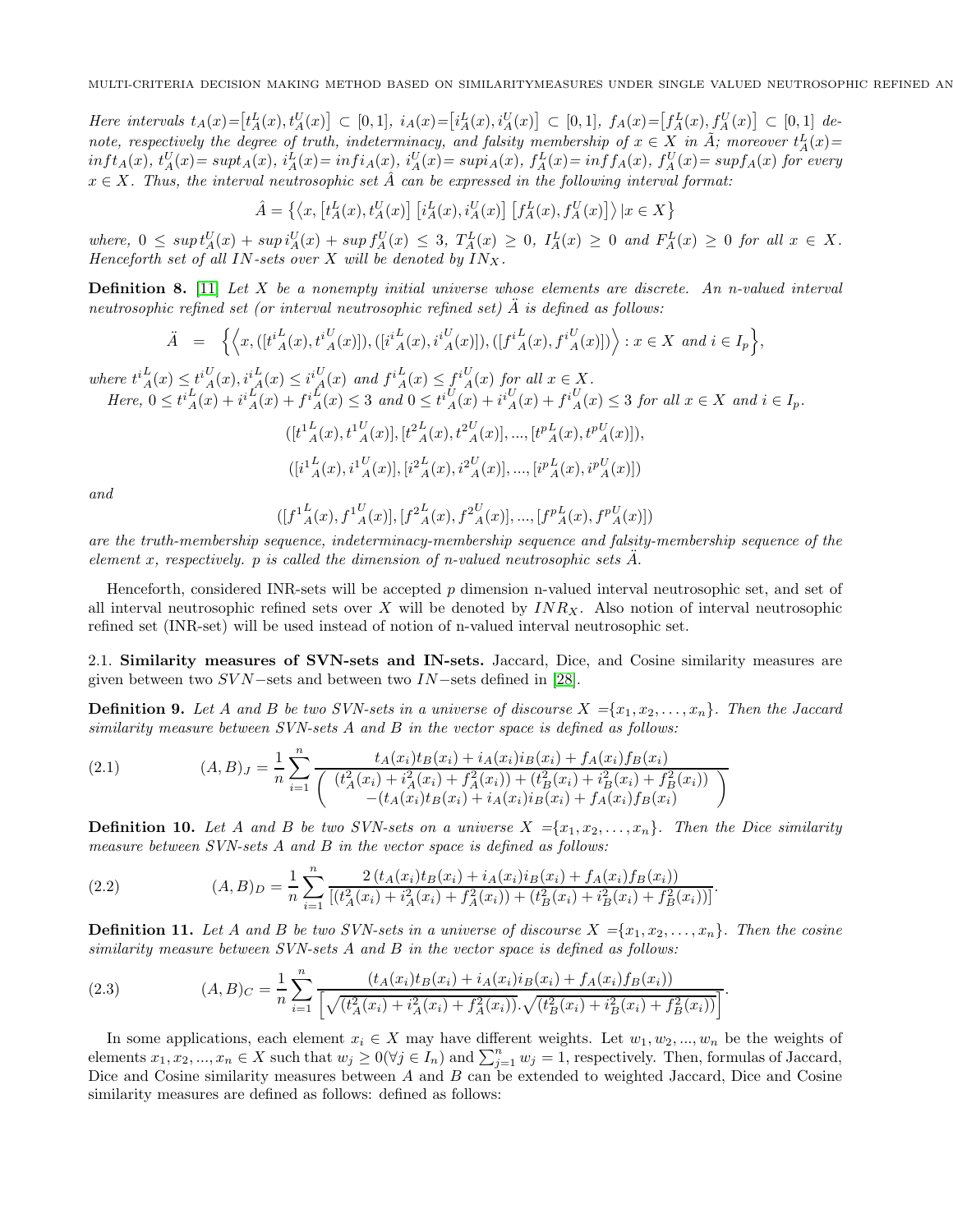*Here intervals* $t_A(x)=\left[t_A^L(x),t_A^U(x)\right]\subset[0,1]$, $i_A(x)=\left[i_A^L(x),i_A^U(x)\right]\subset[0,1]$, $f_A(x)=\left[f_A^L(x),f_A^U(x)\right]\subset[0,1]$ *denote, respectively the degree of truth, indeterminacy, and falsity membership of* $x\in X$ *in* $\tilde{A}$*; moreover* $t_A^L(x)=inf t_A(x)$, $t_A^U(x)=sup t_A(x)$, $i_A^L(x)=inf i_A(x)$, $i_A^U(x)=sup i_A(x)$, $f_A^L(x)=inf f_A(x)$, $f_A^U(x)=sup f_A(x)$ *for every* $x\in X$*. Thus, the interval neutrosophic set* $\hat{A}$ *can be expressed in the following interval format:*

$$\hat{A}=\left\{\left\langle x,\left[t_A^L(x),t_A^U(x)\right]\left[i_A^L(x),i_A^U(x)\right]\left[f_A^L(x),f_A^U(x)\right]\right\rangle|x\in X\right\}$$

*where,* $0\le sup\,t_A^U(x)+sup\,i_A^U(x)+sup\,f_A^U(x)\le 3$, $T_A^L(x)\ge 0$, $I_A^L(x)\ge 0$ *and* $F_A^L(x)\ge 0$ *for all* $x\in X$*. Henceforth set of all* $IN$*-sets over* $X$ *will be denoted by* $IN_X$*.*

**Definition 8.** [11] *Let* $X$ *be a nonempty initial universe whose elements are discrete. An n-valued interval neutrosophic refined set (or interval neutrosophic refined set)* $\ddot{A}$ *is defined as follows:*

$$\ddot{A} \;=\; \Big\{\Big\langle x,([{t^i}_A^L(x),{t^i}_A^U(x)]),([{i^i}_A^L(x),{i^i}_A^U(x)]),([{f^i}_A^L(x),{f^i}_A^U(x)])\Big\rangle : x\in X \text{ and } i\in I_p\Big\},$$

*where* ${t^i}_A^L(x)\le {t^i}_A^U(x), {i^i}_A^L(x)\le {i^i}_A^U(x)$ *and* ${f^i}_A^L(x)\le {f^i}_A^U(x)$ *for all* $x\in X$*.*

*Here,* $0\le {t^i}_A^L(x)+{i^i}_A^L(x)+{f^i}_A^L(x)\le 3$ *and* $0\le {t^i}_A^U(x)+{i^i}_A^U(x)+{f^i}_A^U(x)\le 3$ *for all* $x\in X$ *and* $i\in I_p$*.*

$$([{t^1}_A^L(x),{t^1}_A^U(x)],[{t^2}_A^L(x),{t^2}_A^U(x)],...,[{t^p}_A^L(x),{t^p}_A^U(x)]),$$

$$([{i^1}_A^L(x),{i^1}_A^U(x)],[{i^2}_A^L(x),{i^2}_A^U(x)],...,[{i^p}_A^L(x),{i^p}_A^U(x)])$$

*and*

$$([{f^1}_A^L(x),{f^1}_A^U(x)],[{f^2}_A^L(x),{f^2}_A^U(x)],...,[{f^p}_A^L(x),{f^p}_A^U(x)])$$

*are the truth-membership sequence, indeterminacy-membership sequence and falsity-membership sequence of the element* $x$*, respectively.* $p$ *is called the dimension of n-valued neutrosophic sets* $\ddot{A}$*.*

Henceforth, considered INR-sets will be accepted $p$ dimension n-valued interval neutrosophic set, and set of all interval neutrosophic refined sets over $X$ will be denoted by $INR_X$. Also notion of interval neutrosophic refined set (INR-set) will be used instead of notion of n-valued interval neutrosophic set.

**2.1. Similarity measures of SVN-sets and IN-sets.** Jaccard, Dice, and Cosine similarity measures are given between two $SVN-$sets and between two $IN-$sets defined in [28].

**Definition 9.** *Let* $A$ *and* $B$ *be two SVN-sets in a universe of discourse* $X=\{x_1,x_2,\dots,x_n\}$*. Then the Jaccard similarity measure between SVN-sets A and B in the vector space is defined as follows:*

$$(A,B)_J=\frac{1}{n}\sum_{i=1}^{n}\frac{t_A(x_i)t_B(x_i)+i_A(x_i)i_B(x_i)+f_A(x_i)f_B(x_i)}{\left(\begin{array}{c}(t_A^2(x_i)+i_A^2(x_i)+f_A^2(x_i))+(t_B^2(x_i)+i_B^2(x_i)+f_B^2(x_i))\\-(t_A(x_i)t_B(x_i)+i_A(x_i)i_B(x_i)+f_A(x_i)f_B(x_i)\end{array}\right)}\tag{2.1}$$

**Definition 10.** *Let* $A$ *and* $B$ *be two SVN-sets on a universe* $X=\{x_1,x_2,\dots,x_n\}$*. Then the Dice similarity measure between SVN-sets A and B in the vector space is defined as follows:*

$$(A,B)_D=\frac{1}{n}\sum_{i=1}^{n}\frac{2\left(t_A(x_i)t_B(x_i)+i_A(x_i)i_B(x_i)+f_A(x_i)f_B(x_i)\right)}{\left[(t_A^2(x_i)+i_A^2(x_i)+f_A^2(x_i))+(t_B^2(x_i)+i_B^2(x_i)+f_B^2(x_i))\right]}.\tag{2.2}$$

**Definition 11.** *Let* $A$ *and* $B$ *be two SVN-sets in a universe of discourse* $X=\{x_1,x_2,\dots,x_n\}$*. Then the cosine similarity measure between SVN-sets A and B in the vector space is defined as follows:*

$$(A,B)_C=\frac{1}{n}\sum_{i=1}^{n}\frac{(t_A(x_i)t_B(x_i)+i_A(x_i)i_B(x_i)+f_A(x_i)f_B(x_i))}{\left[\sqrt{(t_A^2(x_i)+i_A^2(x_i)+f_A^2(x_i))}.\sqrt{(t_B^2(x_i)+i_B^2(x_i)+f_B^2(x_i))}\right]}.\tag{2.3}$$

In some applications, each element $x_i\in X$ may have different weights. Let $w_1,w_2,...,w_n$ be the weights of elements $x_1,x_2,...,x_n\in X$ such that $w_j\ge 0(\forall j\in I_n)$ and $\sum_{j=1}^{n}w_j=1$, respectively. Then, formulas of Jaccard, Dice and Cosine similarity measures between $A$ and $B$ can be extended to weighted Jaccard, Dice and Cosine similarity measures are defined as follows: defined as follows: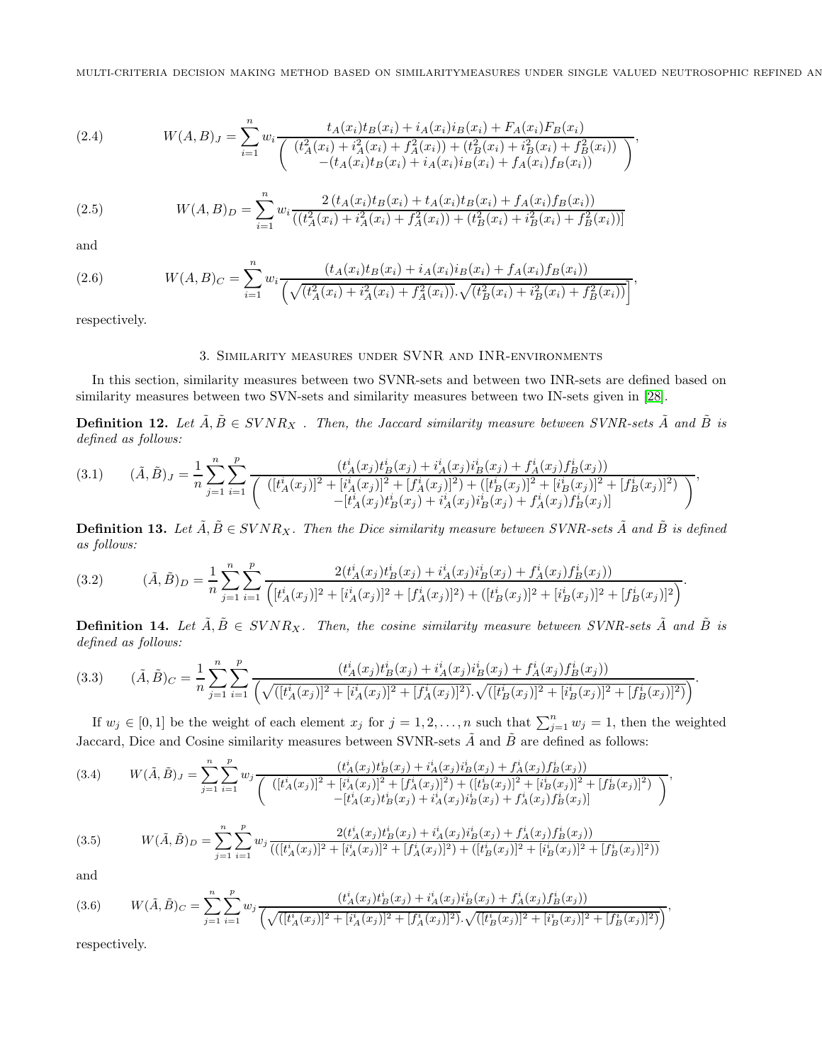$$W(A,B)_J = \sum_{i=1}^{n} w_i \frac{t_A(x_i)t_B(x_i) + i_A(x_i)i_B(x_i) + F_A(x_i)F_B(x_i)}{\left( \begin{array}{c} (t_A^2(x_i) + i_A^2(x_i) + f_A^2(x_i)) + (t_B^2(x_i) + i_B^2(x_i) + f_B^2(x_i)) \\ -(t_A(x_i)t_B(x_i) + i_A(x_i)i_B(x_i) + f_A(x_i)f_B(x_i)) \end{array} \right)}, \tag{2.4}$$

$$W(A,B)_D = \sum_{i=1}^{n} w_i \frac{2\left(t_A(x_i)t_B(x_i) + t_A(x_i)t_B(x_i) + f_A(x_i)f_B(x_i)\right)}{((t_A^2(x_i) + i_A^2(x_i) + f_A^2(x_i)) + (t_B^2(x_i) + i_B^2(x_i) + f_B^2(x_i))]} \tag{2.5}$$

and

$$W(A,B)_C = \sum_{i=1}^{n} w_i \frac{(t_A(x_i)t_B(x_i) + i_A(x_i)i_B(x_i) + f_A(x_i)f_B(x_i))}{\left(\sqrt{(t_A^2(x_i) + i_A^2(x_i) + f_A^2(x_i))}.\sqrt{(t_B^2(x_i) + i_B^2(x_i) + f_B^2(x_i))}\right]}, \tag{2.6}$$

respectively.

## 3. Similarity measures under SVNR and INR-environments

In this section, similarity measures between two SVNR-sets and between two INR-sets are defined based on similarity measures between two SVN-sets and similarity measures between two IN-sets given in [28].

**Definition 12.** *Let $\tilde{A}, \tilde{B} \in SVNR_X$ . Then, the Jaccard similarity measure between SVNR-sets $\tilde{A}$ and $\tilde{B}$ is defined as follows:*

$$(\tilde{A},\tilde{B})_J = \frac{1}{n}\sum_{j=1}^{n}\sum_{i=1}^{p} \frac{(t_A^i(x_j)t_B^i(x_j) + i_A^i(x_j)i_B^i(x_j) + f_A^i(x_j)f_B^i(x_j))}{\left( \begin{array}{c} ([t_A^i(x_j)]^2 + [i_A^i(x_j)]^2 + [f_A^i(x_j)]^2) + ([t_B^i(x_j)]^2 + [i_B^i(x_j)]^2 + [f_B^i(x_j)]^2) \\ -[t_A^i(x_j)t_B^i(x_j) + i_A^i(x_j)i_B^i(x_j) + f_A^i(x_j)f_B^i(x_j)] \end{array} \right)}, \tag{3.1}$$

**Definition 13.** *Let $\tilde{A}, \tilde{B} \in SVNR_X$. Then the Dice similarity measure between SVNR-sets $\tilde{A}$ and $\tilde{B}$ is defined as follows:*

$$(\tilde{A},\tilde{B})_D = \frac{1}{n}\sum_{j=1}^{n}\sum_{i=1}^{p} \frac{2(t_A^i(x_j)t_B^i(x_j) + i_A^i(x_j)i_B^i(x_j) + f_A^i(x_j)f_B^i(x_j))}{\left([t_A^i(x_j)]^2 + [i_A^i(x_j)]^2 + [f_A^i(x_j)]^2) + ([t_B^i(x_j)]^2 + [i_B^i(x_j)]^2 + [f_B^i(x_j)]^2\right)}. \tag{3.2}$$

**Definition 14.** *Let $\tilde{A}, \tilde{B} \in SVNR_X$. Then, the cosine similarity measure between SVNR-sets $\tilde{A}$ and $\tilde{B}$ is defined as follows:*

$$(\tilde{A},\tilde{B})_C = \frac{1}{n}\sum_{j=1}^{n}\sum_{i=1}^{p} \frac{(t_A^i(x_j)t_B^i(x_j) + i_A^i(x_j)i_B^i(x_j) + f_A^i(x_j)f_B^i(x_j))}{\left(\sqrt{([t_A^i(x_j)]^2 + [i_A^i(x_j)]^2 + [f_A^i(x_j)]^2)}.\sqrt{([t_B^i(x_j)]^2 + [i_B^i(x_j)]^2 + [f_B^i(x_j)]^2)}\right)}. \tag{3.3}$$

If $w_j \in [0,1]$ be the weight of each element $x_j$ for $j = 1, 2, \ldots, n$ such that $\sum_{j=1}^{n} w_j = 1$, then the weighted Jaccard, Dice and Cosine similarity measures between SVNR-sets $\tilde{A}$ and $\tilde{B}$ are defined as follows:

$$W(\tilde{A},\tilde{B})_J = \sum_{j=1}^{n}\sum_{i=1}^{p} w_j \frac{(t_A^i(x_j)t_B^i(x_j) + i_A^i(x_j)i_B^i(x_j) + f_A^i(x_j)f_B^i(x_j))}{\left( \begin{array}{c} ([t_A^i(x_j)]^2 + [i_A^i(x_j)]^2 + [f_A^i(x_j)]^2) + ([t_B^i(x_j)]^2 + [i_B^i(x_j)]^2 + [f_B^i(x_j)]^2) \\ -[t_A^i(x_j)t_B^i(x_j) + i_A^i(x_j)i_B^i(x_j) + f_A^i(x_j)f_B^i(x_j)] \end{array} \right)}, \tag{3.4}$$

$$W(\tilde{A},\tilde{B})_D = \sum_{j=1}^{n}\sum_{i=1}^{p} w_j \frac{2(t_A^i(x_j)t_B^i(x_j) + i_A^i(x_j)i_B^i(x_j) + f_A^i(x_j)f_B^i(x_j))}{(([t_A^i(x_j)]^2 + [i_A^i(x_j)]^2 + [f_A^i(x_j)]^2) + ([t_B^i(x_j)]^2 + [i_B^i(x_j)]^2 + [f_B^i(x_j)]^2))} \tag{3.5}$$

and

$$W(\tilde{A},\tilde{B})_C = \sum_{j=1}^{n}\sum_{i=1}^{p} w_j \frac{(t_A^i(x_j)t_B^i(x_j) + i_A^i(x_j)i_B^i(x_j) + f_A^i(x_j)f_B^i(x_j))}{\left(\sqrt{([t_A^i(x_j)]^2 + [i_A^i(x_j)]^2 + [f_A^i(x_j)]^2)}.\sqrt{([t_B^i(x_j)]^2 + [i_B^i(x_j)]^2 + [f_B^i(x_j)]^2)}\right)}, \tag{3.6}$$

respectively.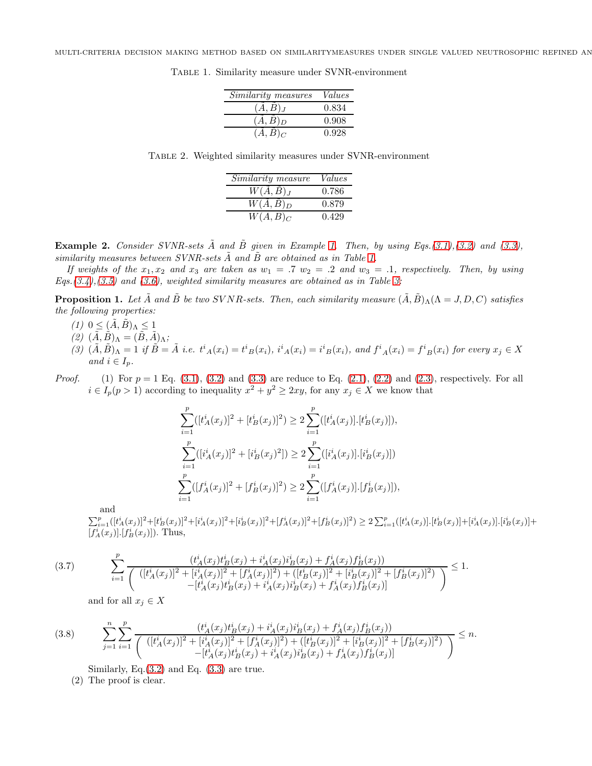Table 1. Similarity measure under SVNR-environment

| *Similarity measures* | *Values* |
|---|---|
| $(\tilde{A},\tilde{B})_J$ | 0.834 |
| $(\tilde{A},\tilde{B})_D$ | 0.908 |
| $(\tilde{A},\tilde{B})_C$ | 0.928 |

Table 2. Weighted similarity measures under SVNR-environment

| *Similarity measure* | *Values* |
|---|---|
| $W(\tilde{A},\tilde{B})_J$ | 0.786 |
| $W(\tilde{A},\tilde{B})_D$ | 0.879 |
| $W(A,B)_C$ | 0.429 |

**Example 2.** *Consider SVNR-sets $\tilde{A}$ and $\tilde{B}$ given in Example 1. Then, by using Eqs.(3.1),(3.2) and (3.3), similarity measures between SVNR-sets $\tilde{A}$ and $\tilde{B}$ are obtained as in Table 1.*

*If weights of the $x_1, x_2$ and $x_3$ are taken as $w_1 = .7$ $w_2 = .2$ and $w_3 = .1$, respectively. Then, by using Eqs.(3.4),(3.5) and (3.6), weighted similarity measures are obtained as in Table 3:*

**Proposition 1.** *Let $\tilde{A}$ and $\tilde{B}$ be two SVNR-sets. Then, each similarity measure $(\tilde{A},\tilde{B})_\Lambda (\Lambda = J, D, C)$ satisfies the following properties:*

*(1) $0 \leq (\tilde{A},\tilde{B})_\Lambda \leq 1$*
*(2) $(\tilde{A},\tilde{B})_\Lambda = (\tilde{B},\tilde{A})_\Lambda$;*
*(3) $(\tilde{A},\tilde{B})_\Lambda = 1$ if $\tilde{B} = \tilde{A}$ i.e. ${t^i}_A(x_i) = {t^i}_B(x_i)$, ${i^i}_A(x_i) = {i^i}_B(x_i)$, and ${f^i}_A(x_i) = {f^i}_B(x_i)$ for every $x_j \in X$ and $i \in I_p$.*

*Proof.* (1) For $p = 1$ Eq. (3.1), (3.2) and (3.3) are reduce to Eq. (2.1), (2.2) and (2.3), respectively. For all $i \in I_p(p > 1)$ according to inequality $x^2 + y^2 \geq 2xy$, for any $x_j \in X$ we know that

$$\sum_{i=1}^{p}([t_A^i(x_j)]^2 + [t_B^i(x_j)]^2) \geq 2\sum_{i=1}^{p}([t_A^i(x_j)].[t_B^i(x_j)]),$$

$$\sum_{i=1}^{p}([i_A^i(x_j)]^2 + [i_B^i(x_j)^2]) \geq 2\sum_{i=1}^{p}([i_A^i(x_j)].[i_B^i(x_j)])$$

$$\sum_{i=1}^{p}([f_A^i(x_j)]^2 + [f_B^i(x_j)]^2) \geq 2\sum_{i=1}^{p}([f_A^i(x_j)].[f_B^i(x_j)]),$$

and $\sum_{i=1}^{p}([t_A^i(x_j)]^2+[t_B^i(x_j)]^2+[i_A^i(x_j)]^2+[i_B^i(x_j)]^2+[f_A^i(x_j)]^2+[f_B^i(x_j)]^2) \geq 2\sum_{i=1}^{p}([t_A^i(x_j)].[t_B^i(x_j)]+[i_A^i(x_j)].[i_B^i(x_j)]+[f_A^i(x_j)].[f_B^i(x_j)])$. Thus,

$$\sum_{i=1}^{p}\frac{(t_A^i(x_j)t_B^i(x_j) + i_A^i(x_j)i_B^i(x_j) + f_A^i(x_j)f_B^i(x_j))}{\left(\begin{array}{c}([t_A^i(x_j)]^2 + [i_A^i(x_j)]^2 + [f_A^i(x_j)]^2) + ([t_B^i(x_j)]^2 + [i_B^i(x_j)]^2 + [f_B^i(x_j)]^2)\\ -[t_A^i(x_j)t_B^i(x_j) + i_A^i(x_j)i_B^i(x_j) + f_A^i(x_j)f_B^i(x_j)]\end{array}\right)} \leq 1. \tag{3.7}$$

and for all $x_j \in X$

$$\sum_{j=1}^{n}\sum_{i=1}^{p}\frac{(t_A^i(x_j)t_B^i(x_j) + i_A^i(x_j)i_B^i(x_j) + f_A^i(x_j)f_B^i(x_j))}{\left(\begin{array}{c}([t_A^i(x_j)]^2 + [i_A^i(x_j)]^2 + [f_A^i(x_j)]^2) + ([t_B^i(x_j)]^2 + [i_B^i(x_j)]^2 + [f_B^i(x_j)]^2)\\ -[t_A^i(x_j)t_B^i(x_j) + i_A^i(x_j)i_B^i(x_j) + f_A^i(x_j)f_B^i(x_j)]\end{array}\right)} \leq n. \tag{3.8}$$

Similarly, Eq.(3.2) and Eq. (3.3) are true.

(2) The proof is clear.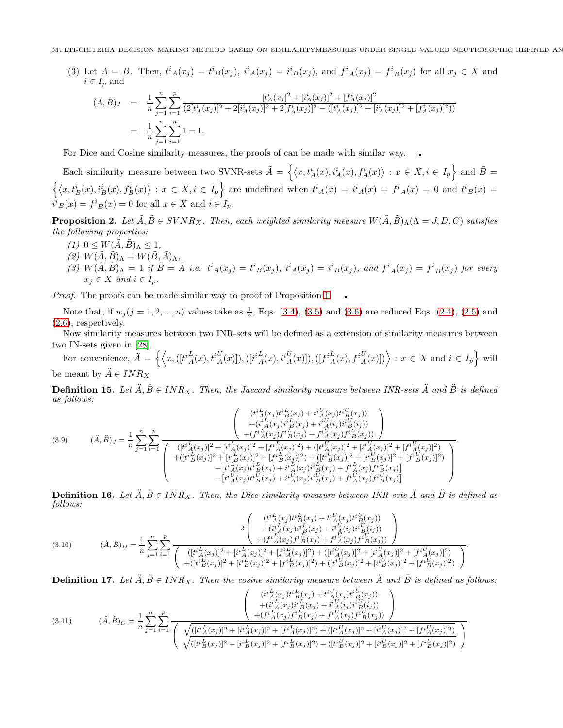(3) Let $A = B$. Then, $t^i{}_A(x_j) = t^i{}_B(x_j)$, $i^i{}_A(x_j) = i^i{}_B(x_j)$, and $f^i{}_A(x_j) = f^i{}_B(x_j)$ for all $x_j \in X$ and $i \in I_p$ and

$$
\begin{aligned}
(\tilde{A}, \tilde{B})_J &= \frac{1}{n} \sum_{j=1}^{n} \sum_{i=1}^{p} \frac{[t^i_A(x_j)]^2 + [i^i_A(x_j)]^2 + [f^i_A(x_j)]^2}{(2[t^i_A(x_j)]^2 + 2[i^i_A(x_j)]^2 + 2[f^i_A(x_j)]^2 - ([t^i_A(x_j)]^2 + [i^i_A(x_j)]^2 + [f^i_A(x_j)]^2))} \\
&= \frac{1}{n} \sum_{j=1}^{n} \sum_{i=1}^{n} 1 = 1.
\end{aligned}
$$

For Dice and Cosine similarity measures, the proofs of can be made with similar way. ∎

Each similarity measure between two SVNR-sets $\tilde{A} = \left\{ \langle x, t^i_A(x), i^i_A(x), f^i_A(x) \rangle : x \in X, i \in I_p \right\}$ and $\tilde{B} = \left\{ \langle x, t^i_B(x), i^i_B(x), f^i_B(x) \rangle : x \in X, i \in I_p \right\}$ are undefined when $t^i{}_A(x) = i^i{}_A(x) = f^i{}_A(x) = 0$ and $t^i{}_B(x) = i^i{}_B(x) = f^i{}_B(x) = 0$ for all $x \in X$ and $i \in I_p$.

**Proposition 2.** *Let $\tilde{A}, \tilde{B} \in SVNR_X$. Then, each weighted similarity measure $W(\tilde{A}, \tilde{B})_\Lambda (\Lambda = J, D, C)$ satisfies the following properties:*

*(1) $0 \le W(\tilde{A}, \tilde{B})_\Lambda \le 1$,*
*(2) $W(\tilde{A}, \tilde{B})_\Lambda = W(\tilde{B}, \tilde{A})_\Lambda$,*
*(3) $W(\tilde{A}, \tilde{B})_\Lambda = 1$ if $\tilde{B} = \tilde{A}$ i.e. $t^i{}_A(x_j) = t^i{}_B(x_j)$, $i^i{}_A(x_j) = i^i{}_B(x_j)$, and $f^i{}_A(x_j) = f^i{}_B(x_j)$ for every $x_j \in X$ and $i \in I_p$.*

*Proof.* The proofs can be made similar way to proof of Proposition 1. ∎

Note that, if $w_j (j = 1, 2, ..., n)$ values take as $\frac{1}{n}$, Eqs. (3.4), (3.5) and (3.6) are reduced Eqs. (2.4), (2.5) and (2.6), respectively.

Now similarity measures between two INR-sets will be defined as a extension of similarity measures between two IN-sets given in [28].

For convenience, $\ddot{A} = \left\{ \left\langle x, ([t^{i}{}^L_A(x), t^{i}{}^U_A(x)]), ([i^{i}{}^L_A(x), i^{i}{}^U_A(x)]), ([f^{i}{}^L_A(x), f^{i}{}^U_A(x)]) \right\rangle : x \in X \text{ and } i \in I_p \right\}$ will be meant by $\ddot{A} \in INR_X$

**Definition 15.** *Let $\ddot{A}, \ddot{B} \in INR_X$. Then, the Jaccard similarity measure between INR-sets $\ddot{A}$ and $\ddot{B}$ is defined as follows:*

$$
(3.9) \qquad (\ddot{A}, \ddot{B})_J = \frac{1}{n} \sum_{j=1}^{n} \sum_{i=1}^{p} \frac{\begin{pmatrix} (t^{i}{}^L_A(x_j) t^{i}{}^L_B(x_j) + t^{i}{}^U_A(x_j) t^{i}{}^U_B(x_j)) \\ +(i^{i}{}^L_A(x_j) i^{i}{}^L_B(x_j) + i^{i}{}^U_A(i_j) i^{i}{}^U_B(i_j)) \\ +(f^{i}{}^L_A(x_j) f^{i}{}^L_B(x_j) + f^{i}{}^U_A(x_j) f^{i}{}^U_B(x_j)) \end{pmatrix}}{\begin{pmatrix} ([t^{i}{}^L_A(x_j)]^2 + [i^{i}{}^L_A(x_j)]^2 + [f^{i}{}^L_A(x_j)]^2) + ([t^{i}{}^U_A(x_j)]^2 + [i^{i}{}^U_A(x_j)]^2 + [f^{i}{}^U_A(x_j)]^2) \\ +([t^{i}{}^L_B(x_j)]^2 + [i^{i}{}^L_B(x_j)]^2 + [f^{i}{}^L_B(x_j)]^2) + ([t^{i}{}^U_B(x_j)]^2 + [i^{i}{}^U_B(x_j)]^2 + [f^{i}{}^U_B(x_j)]^2) \\ -[t^{i}{}^L_A(x_j) t^{i}{}^L_B(x_j) + i^{i}{}^L_A(x_j) i^{i}{}^L_B(x_j) + f^{i}{}^L_A(x_j) f^{i}{}^L_B(x_j)] \\ -[t^{i}{}^U_A(x_j) t^{i}{}^U_B(x_j) + i^{i}{}^U_A(x_j) i^{i}{}^U_B(x_j) + f^{i}{}^U_A(x_j) f^{i}{}^U_B(x_j)] \end{pmatrix}}.
$$

**Definition 16.** *Let $\ddot{A}, \ddot{B} \in INR_X$. Then, the Dice similarity measure between INR-sets $\ddot{A}$ and $\ddot{B}$ is defined as follows:*

$$
(3.10) \qquad (\ddot{A}, \ddot{B})_D = \frac{1}{n} \sum_{j=1}^{n} \sum_{i=1}^{p} \frac{2 \begin{pmatrix} (t^{i}{}^L_A(x_j) t^{i}{}^L_B(x_j) + t^{i}{}^U_A(x_j) t^{i}{}^U_B(x_j)) \\ +(i^{i}{}^L_A(x_j) i^{i}{}^L_B(x_j) + i^{i}{}^U_A(i_j) i^{i}{}^U_B(i_j)) \\ +(f^{i}{}^L_A(x_j) f^{i}{}^L_B(x_j) + f^{i}{}^U_A(x_j) f^{i}{}^U_B(x_j)) \end{pmatrix}}{\begin{pmatrix} ([t^{i}{}^L_A(x_j)]^2 + [i^{i}{}^L_A(x_j)]^2 + [f^{i}{}^L_A(x_j)]^2) + ([t^{i}{}^U_A(x_j)]^2 + [i^{i}{}^U_A(x_j)]^2 + [f^{i}{}^U_A(x_j)]^2) \\ +([t^{i}{}^L_B(x_j)]^2 + [i^{i}{}^L_B(x_j)]^2 + [f^{i}{}^L_B(x_j)]^2) + ([t^{i}{}^U_B(x_j)]^2 + [i^{i}{}^U_B(x_j)]^2 + [f^{i}{}^U_B(x_j)]^2) \end{pmatrix}}.
$$

**Definition 17.** *Let $\ddot{A}, \ddot{B} \in INR_X$. Then the cosine similarity measure between $\ddot{A}$ and $\ddot{B}$ is defined as follows:*

$$
(3.11) \qquad (\ddot{A}, \ddot{B})_C = \frac{1}{n} \sum_{j=1}^{n} \sum_{i=1}^{p} \frac{\begin{pmatrix} (t^{i}{}^L_A(x_j) t^{i}{}^L_B(x_j) + t^{i}{}^U_A(x_j) t^{i}{}^U_B(x_j)) \\ +(i^{i}{}^L_A(x_j) i^{i}{}^L_B(x_j) + i^{i}{}^U_A(i_j) i^{i}{}^U_B(i_j)) \\ +(f^{i}{}^L_A(x_j) f^{i}{}^L_B(x_j) + f^{i}{}^U_A(x_j) f^{i}{}^U_B(x_j)) \end{pmatrix}}{\begin{pmatrix} \sqrt{([t^{i}{}^L_A(x_j)]^2 + [i^{i}{}^L_A(x_j)]^2 + [f^{i}{}^L_A(x_j)]^2) + ([t^{i}{}^U_A(x_j)]^2 + [i^{i}{}^U_A(x_j)]^2 + [f^{i}{}^U_A(x_j)]^2)} \\ \sqrt{([t^{i}{}^L_B(x_j)]^2 + [i^{i}{}^L_B(x_j)]^2 + [f^{i}{}^L_B(x_j)]^2) + ([t^{i}{}^U_B(x_j)]^2 + [i^{i}{}^U_B(x_j)]^2 + [f^{i}{}^U_B(x_j)]^2)} \end{pmatrix}}.
$$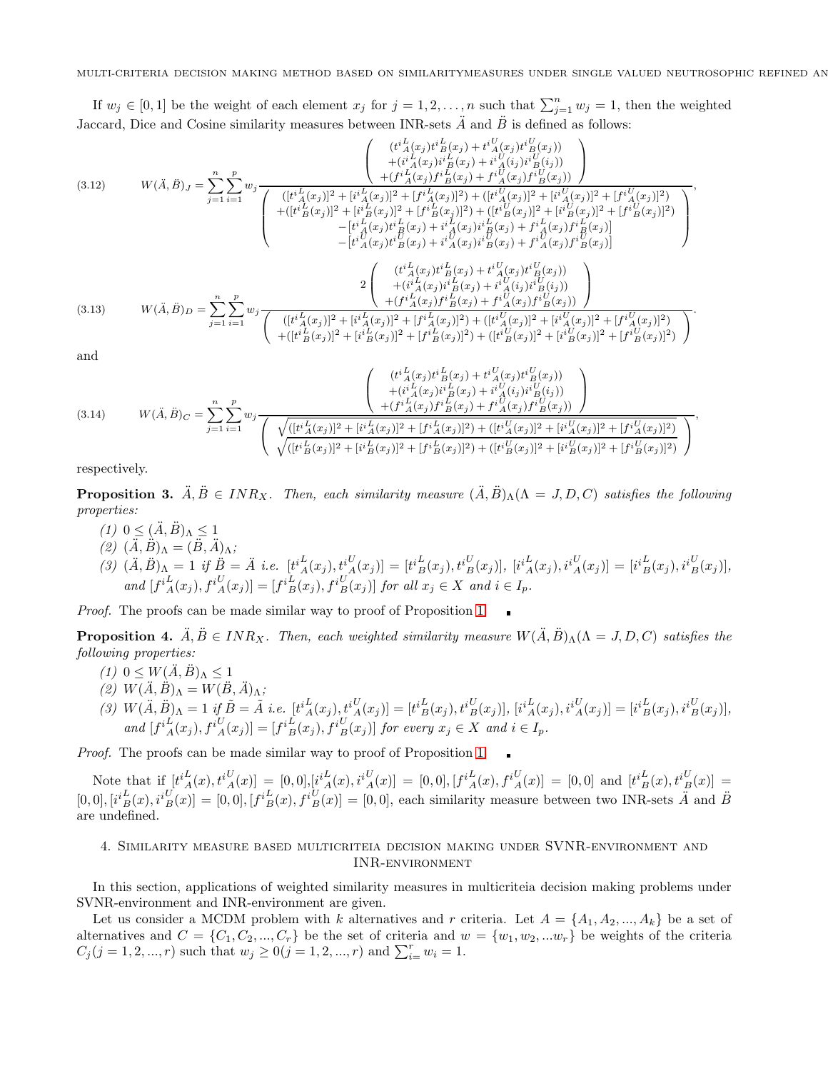If $w_j \in [0,1]$ be the weight of each element $x_j$ for $j = 1, 2, \ldots, n$ such that $\sum_{j=1}^{n} w_j = 1$, then the weighted Jaccard, Dice and Cosine similarity measures between INR-sets $\ddot{A}$ and $\ddot{B}$ is defined as follows:

$$
W(\ddot{A}, \ddot{B})_J = \sum_{j=1}^{n}\sum_{i=1}^{p} w_j \frac{\begin{pmatrix} (t^{i}{}^{L}_{A}(x_j)t^{i}{}^{L}_{B}(x_j) + t^{i}{}^{U}_{A}(x_j)t^{i}{}^{U}_{B}(x_j)) \\ +(i^{i}{}^{L}_{A}(x_j)i^{i}{}^{L}_{B}(x_j) + i^{i}{}^{U}_{A}(i_j)i^{i}{}^{U}_{B}(i_j)) \\ +(f^{i}{}^{L}_{A}(x_j)f^{i}{}^{L}_{B}(x_j) + f^{i}{}^{U}_{A}(x_j)f^{i}{}^{U}_{B}(x_j)) \end{pmatrix}}{\begin{pmatrix} ([t^{i}{}^{L}_{A}(x_j)]^2 + [i^{i}{}^{L}_{A}(x_j)]^2 + [f^{i}{}^{L}_{A}(x_j)]^2) + ([t^{i}{}^{U}_{A}(x_j)]^2 + [i^{i}{}^{U}_{A}(x_j)]^2 + [f^{i}{}^{U}_{A}(x_j)]^2) \\ +([t^{i}{}^{L}_{B}(x_j)]^2 + [i^{i}{}^{L}_{B}(x_j)]^2 + [f^{i}{}^{L}_{B}(x_j)]^2) + ([t^{i}{}^{U}_{B}(x_j)]^2 + [i^{i}{}^{U}_{B}(x_j)]^2 + [f^{i}{}^{U}_{B}(x_j)]^2) \\ -[t^{i}{}^{L}_{A}(x_j)t^{i}{}^{L}_{B}(x_j) + i^{i}{}^{L}_{A}(x_j)i^{i}{}^{L}_{B}(x_j) + f^{i}{}^{L}_{A}(x_j)f^{i}{}^{L}_{B}(x_j)] \\ -[t^{i}{}^{U}_{A}(x_j)t^{i}{}^{U}_{B}(x_j) + i^{i}{}^{U}_{A}(x_j)i^{i}{}^{U}_{B}(x_j) + f^{i}{}^{U}_{A}(x_j)f^{i}{}^{U}_{B}(x_j)] \end{pmatrix}}, \tag{3.12}
$$

$$
W(\ddot{A}, \ddot{B})_D = \sum_{j=1}^{n}\sum_{i=1}^{p} w_j \frac{2\begin{pmatrix} (t^{i}{}^{L}_{A}(x_j)t^{i}{}^{L}_{B}(x_j) + t^{i}{}^{U}_{A}(x_j)t^{i}{}^{U}_{B}(x_j)) \\ +(i^{i}{}^{L}_{A}(x_j)i^{i}{}^{L}_{B}(x_j) + i^{i}{}^{U}_{A}(i_j)i^{i}{}^{U}_{B}(i_j)) \\ +(f^{i}{}^{L}_{A}(x_j)f^{i}{}^{L}_{B}(x_j) + f^{i}{}^{U}_{A}(x_j)f^{i}{}^{U}_{B}(x_j)) \end{pmatrix}}{\begin{pmatrix} ([t^{i}{}^{L}_{A}(x_j)]^2 + [i^{i}{}^{L}_{A}(x_j)]^2 + [f^{i}{}^{L}_{A}(x_j)]^2) + ([t^{i}{}^{U}_{A}(x_j)]^2 + [i^{i}{}^{U}_{A}(x_j)]^2 + [f^{i}{}^{U}_{A}(x_j)]^2) \\ +([t^{i}{}^{L}_{B}(x_j)]^2 + [i^{i}{}^{L}_{B}(x_j)]^2 + [f^{i}{}^{L}_{B}(x_j)]^2) + ([t^{i}{}^{U}_{B}(x_j)]^2 + [i^{i}{}^{U}_{B}(x_j)]^2 + [f^{i}{}^{U}_{B}(x_j)]^2) \end{pmatrix}}. \tag{3.13}
$$

and

$$
W(\ddot{A}, \ddot{B})_C = \sum_{j=1}^{n}\sum_{i=1}^{p} w_j \frac{\begin{pmatrix} (t^{i}{}^{L}_{A}(x_j)t^{i}{}^{L}_{B}(x_j) + t^{i}{}^{U}_{A}(x_j)t^{i}{}^{U}_{B}(x_j)) \\ +(i^{i}{}^{L}_{A}(x_j)i^{i}{}^{L}_{B}(x_j) + i^{i}{}^{U}_{A}(i_j)i^{i}{}^{U}_{B}(i_j)) \\ +(f^{i}{}^{L}_{A}(x_j)f^{i}{}^{L}_{B}(x_j) + f^{i}{}^{U}_{A}(x_j)f^{i}{}^{U}_{B}(x_j)) \end{pmatrix}}{\begin{pmatrix} \sqrt{([t^{i}{}^{L}_{A}(x_j)]^2 + [i^{i}{}^{L}_{A}(x_j)]^2 + [f^{i}{}^{L}_{A}(x_j)]^2) + ([t^{i}{}^{U}_{A}(x_j)]^2 + [i^{i}{}^{U}_{A}(x_j)]^2 + [f^{i}{}^{U}_{A}(x_j)]^2)} \\ \sqrt{([t^{i}{}^{L}_{B}(x_j)]^2 + [i^{i}{}^{L}_{B}(x_j)]^2 + [f^{i}{}^{L}_{B}(x_j)]^2) + ([t^{i}{}^{U}_{B}(x_j)]^2 + [i^{i}{}^{U}_{B}(x_j)]^2 + [f^{i}{}^{U}_{B}(x_j)]^2)} \end{pmatrix}}, \tag{3.14}
$$

respectively.

**Proposition 3.** *$\ddot{A}, \ddot{B} \in INR_X$. Then, each similarity measure $(\ddot{A}, \ddot{B})_\Lambda (\Lambda = J, D, C)$ satisfies the following properties:*

*(1) $0 \leq (\ddot{A}, \ddot{B})_\Lambda \leq 1$*
*(2) $(\ddot{A}, \ddot{B})_\Lambda = (\ddot{B}, \ddot{A})_\Lambda$;*
*(3) $(\ddot{A}, \ddot{B})_\Lambda = 1$ if $\ddot{B} = \ddot{A}$ i.e. $[t^{i}{}^{L}_{A}(x_j), t^{i}{}^{U}_{A}(x_j)] = [t^{i}{}^{L}_{B}(x_j), t^{i}{}^{U}_{B}(x_j)]$, $[i^{i}{}^{L}_{A}(x_j), i^{i}{}^{U}_{A}(x_j)] = [i^{i}{}^{L}_{B}(x_j), i^{i}{}^{U}_{B}(x_j)]$, and $[f^{i}{}^{L}_{A}(x_j), f^{i}{}^{U}_{A}(x_j)] = [f^{i}{}^{L}_{B}(x_j), f^{i}{}^{U}_{B}(x_j)]$ for all $x_j \in X$ and $i \in I_p$.*

*Proof.* The proofs can be made similar way to proof of Proposition 1. ∎

**Proposition 4.** *$\ddot{A}, \ddot{B} \in INR_X$. Then, each weighted similarity measure $W(\ddot{A}, \ddot{B})_\Lambda (\Lambda = J, D, C)$ satisfies the following properties:*

*(1) $0 \leq W(\ddot{A}, \ddot{B})_\Lambda \leq 1$*
*(2) $W(\ddot{A}, \ddot{B})_\Lambda = W(\ddot{B}, \ddot{A})_\Lambda$;*
*(3) $W(\ddot{A}, \ddot{B})_\Lambda = 1$ if $\ddot{B} = \tilde{A}$ i.e. $[t^{i}{}^{L}_{A}(x_j), t^{i}{}^{U}_{A}(x_j)] = [t^{i}{}^{L}_{B}(x_j), t^{i}{}^{U}_{B}(x_j)]$, $[i^{i}{}^{L}_{A}(x_j), i^{i}{}^{U}_{A}(x_j)] = [i^{i}{}^{L}_{B}(x_j), i^{i}{}^{U}_{B}(x_j)]$, and $[f^{i}{}^{L}_{A}(x_j), f^{i}{}^{U}_{A}(x_j)] = [f^{i}{}^{L}_{B}(x_j), f^{i}{}^{U}_{B}(x_j)]$ for every $x_j \in X$ and $i \in I_p$.*

*Proof.* The proofs can be made similar way to proof of Proposition 1. ∎

Note that if $[t^{i}{}^{L}_{A}(x), t^{i}{}^{U}_{A}(x)] = [0,0]$, $[i^{i}{}^{L}_{A}(x), i^{i}{}^{U}_{A}(x)] = [0,0]$, $[f^{i}{}^{L}_{A}(x), f^{i}{}^{U}_{A}(x)] = [0,0]$ and $[t^{i}{}^{L}_{B}(x), t^{i}{}^{U}_{B}(x)] = [0,0]$, $[i^{i}{}^{L}_{B}(x), i^{i}{}^{U}_{B}(x)] = [0,0]$, $[f^{i}{}^{L}_{B}(x), f^{i}{}^{U}_{B}(x)] = [0,0]$, each similarity measure between two INR-sets $\ddot{A}$ and $\ddot{B}$ are undefined.

## 4. Similarity measure based multicriteia decision making under SVNR-environment and INR-environment

In this section, applications of weighted similarity measures in multicriteia decision making problems under SVNR-environment and INR-environment are given.

Let us consider a MCDM problem with $k$ alternatives and $r$ criteria. Let $A = \{A_1, A_2, ..., A_k\}$ be a set of alternatives and $C = \{C_1, C_2, ..., C_r\}$ be the set of criteria and $w = \{w_1, w_2, ...w_r\}$ be weights of the criteria $C_j (j = 1, 2, ..., r)$ such that $w_j \geq 0 (j = 1, 2, ..., r)$ and $\sum_{i=}^{r} w_i = 1$.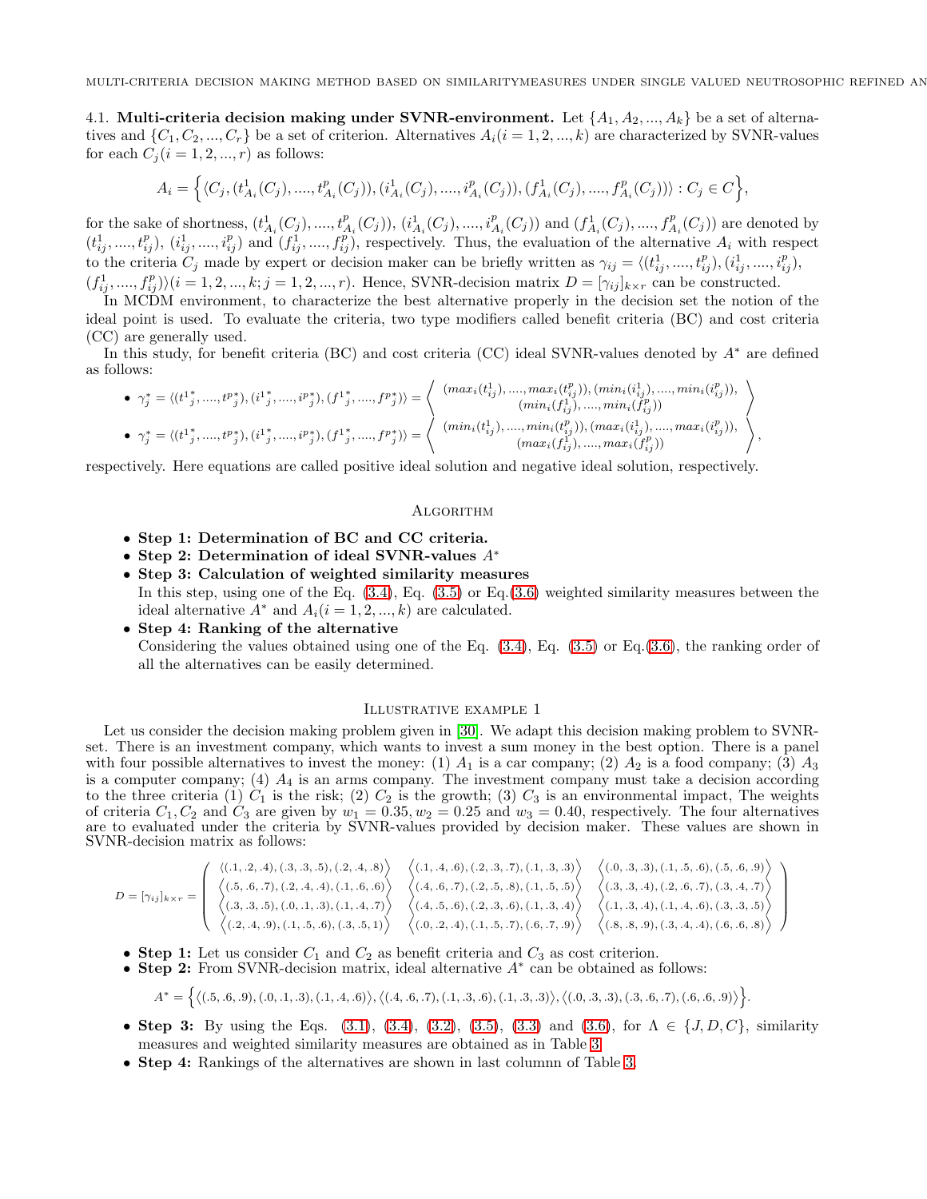### 4.1. Multi-criteria decision making under SVNR-environment.

Let $\{A_1, A_2, ..., A_k\}$ be a set of alternatives and $\{C_1, C_2, ..., C_r\}$ be a set of criterion. Alternatives $A_i (i = 1, 2, ..., k)$ are characterized by SVNR-values for each $C_j (i = 1, 2, ..., r)$ as follows:

$$A_i = \Big\{ \langle C_j, (t^1_{A_i}(C_j), ...., t^p_{A_i}(C_j)), (i^1_{A_i}(C_j), ...., i^p_{A_i}(C_j)), (f^1_{A_i}(C_j), ...., f^p_{A_i}(C_j)) \rangle : C_j \in C \Big\},$$

for the sake of shortness, $(t^1_{A_i}(C_j), ...., t^p_{A_i}(C_j))$, $(i^1_{A_i}(C_j), ...., i^p_{A_i}(C_j))$ and $(f^1_{A_i}(C_j), ...., f^p_{A_i}(C_j))$ are denoted by $(t^1_{ij}, ...., t^p_{ij})$, $(i^1_{ij}, ...., i^p_{ij})$ and $(f^1_{ij}, ...., f^p_{ij})$, respectively. Thus, the evaluation of the alternative $A_i$ with respect to the criteria $C_j$ made by expert or decision maker can be briefly written as $\gamma_{ij} = \langle (t^1_{ij}, ...., t^p_{ij}), (i^1_{ij}, ...., i^p_{ij}), (f^1_{ij}, ...., f^p_{ij}) \rangle (i = 1, 2, ..., k; j = 1, 2, ..., r)$. Hence, SVNR-decision matrix $D = [\gamma_{ij}]_{k \times r}$ can be constructed.

In MCDM environment, to characterize the best alternative properly in the decision set the notion of the ideal point is used. To evaluate the criteria, two type modifiers called benefit criteria (BC) and cost criteria (CC) are generally used.

In this study, for benefit criteria (BC) and cost criteria (CC) ideal SVNR-values denoted by $A^*$ are defined as follows:

- $\gamma^*_j = \langle (t^{1*}_j, ...., t^{p*}_j), (i^{1*}_j, ...., i^{p*}_j), (f^{1*}_j, ...., f^{p*}_j) \rangle = \left\langle \begin{array}{c} (max_i(t^1_{ij}), ...., max_i(t^p_{ij})), (min_i(i^1_{ij}), ...., min_i(i^p_{ij})), \\ (min_i(f^1_{ij}), ...., min_i(f^p_{ij})) \end{array} \right\rangle$
- $\gamma^*_j = \langle (t^{1*}_j, ...., t^{p*}_j), (i^{1*}_j, ...., i^{p*}_j), (f^{1*}_j, ...., f^{p*}_j) \rangle = \left\langle \begin{array}{c} (min_i(t^1_{ij}), ...., min_i(t^p_{ij})), (max_i(i^1_{ij}), ...., max_i(i^p_{ij})), \\ (max_i(f^1_{ij}), ...., max_i(f^p_{ij})) \end{array} \right\rangle,$

respectively. Here equations are called positive ideal solution and negative ideal solution, respectively.

### Algorithm

- **Step 1: Determination of BC and CC criteria.**
- **Step 2: Determination of ideal SVNR-values $A^*$**
- **Step 3: Calculation of weighted similarity measures**
  In this step, using one of the Eq. (3.4), Eq. (3.5) or Eq.(3.6) weighted similarity measures between the ideal alternative $A^*$ and $A_i (i = 1, 2, ..., k)$ are calculated.
- **Step 4: Ranking of the alternative**
  Considering the values obtained using one of the Eq. (3.4), Eq. (3.5) or Eq.(3.6), the ranking order of all the alternatives can be easily determined.

### Illustrative example 1

Let us consider the decision making problem given in [30]. We adapt this decision making problem to SVNR-set. There is an investment company, which wants to invest a sum money in the best option. There is a panel with four possible alternatives to invest the money: (1) $A_1$ is a car company; (2) $A_2$ is a food company; (3) $A_3$ is a computer company; (4) $A_4$ is an arms company. The investment company must take a decision according to the three criteria (1) $C_1$ is the risk; (2) $C_2$ is the growth; (3) $C_3$ is an environmental impact, The weights of criteria $C_1, C_2$ and $C_3$ are given by $w_1 = 0.35, w_2 = 0.25$ and $w_3 = 0.40$, respectively. The four alternatives are to evaluated under the criteria by SVNR-values provided by decision maker. These values are shown in SVNR-decision matrix as follows:

$$D = [\gamma_{ij}]_{k \times r} = \left( \begin{array}{ccc} \langle (.1, .2, .4), (.3, .3, .5), (.2, .4, .8) \rangle & \langle (.1, .4, .6), (.2, .3, .7), (.1, .3, .3) \rangle & \langle (.0, .3, .3), (.1, .5, .6), (.5, .6, .9) \rangle \\ \langle (.5, .6, .7), (.2, .4, .4), (.1, .6, .6) \rangle & \langle (.4, .6, .7), (.2, .5, .8), (.1, .5, .5) \rangle & \langle (.3, .3, .4), (.2, .6, .7), (.3, .4, .7) \rangle \\ \langle (.3, .3, .5), (.0, .1, .3), (.1, .4, .7) \rangle & \langle (.4, .5, .6), (.2, .3, .6), (.1, .3, .4) \rangle & \langle (.1, .3, .4), (.1, .4, .6), (.3, .3, .5) \rangle \\ \langle (.2, .4, .9), (.1, .5, .6), (.3, .5, 1) \rangle & \langle (.0, .2, .4), (.1, .5, .7), (.6, .7, .9) \rangle & \langle (.8, .8, .9), (.3, .4, .4), (.6, .6, .8) \rangle \end{array} \right)$$

- **Step 1:** Let us consider $C_1$ and $C_2$ as benefit criteria and $C_3$ as cost criterion.
- **Step 2:** From SVNR-decision matrix, ideal alternative $A^*$ can be obtained as follows:

$$A^* = \Big\{ \langle (.5, .6, .9), (.0, .1, .3), (.1, .4, .6) \rangle, \langle (.4, .6, .7), (.1, .3, .6), (.1, .3, .3) \rangle, \langle (.0, .3, .3), (.3, .6, .7), (.6, .6, .9) \rangle \Big\}.$$

- **Step 3:** By using the Eqs. (3.1), (3.4), (3.2), (3.5), (3.3) and (3.6), for $\Lambda \in \{J, D, C\}$, similarity measures and weighted similarity measures are obtained as in Table 3.
- **Step 4:** Rankings of the alternatives are shown in last columnn of Table 3.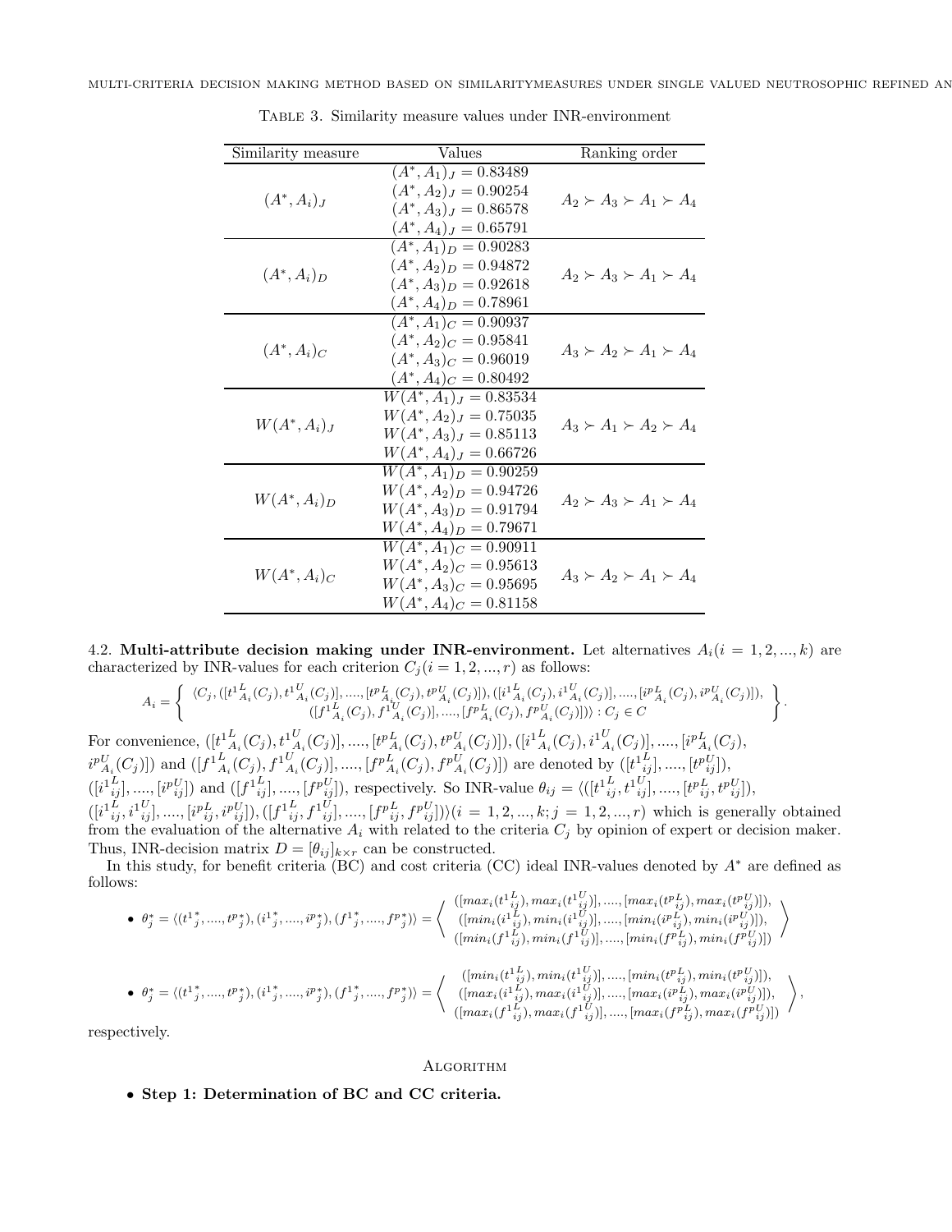Table 3. Similarity measure values under INR-environment

| Similarity measure | Values | Ranking order |
|---|---|---|
| $(A^*, A_i)_J$ | $(A^*, A_1)_J = 0.83489$<br>$(A^*, A_2)_J = 0.90254$<br>$(A^*, A_3)_J = 0.86578$<br>$(A^*, A_4)_J = 0.65791$ | $A_2 \succ A_3 \succ A_1 \succ A_4$ |
| $(A^*, A_i)_D$ | $(A^*, A_1)_D = 0.90283$<br>$(A^*, A_2)_D = 0.94872$<br>$(A^*, A_3)_D = 0.92618$<br>$(A^*, A_4)_D = 0.78961$ | $A_2 \succ A_3 \succ A_1 \succ A_4$ |
| $(A^*, A_i)_C$ | $(A^*, A_1)_C = 0.90937$<br>$(A^*, A_2)_C = 0.95841$<br>$(A^*, A_3)_C = 0.96019$<br>$(A^*, A_4)_C = 0.80492$ | $A_3 \succ A_2 \succ A_1 \succ A_4$ |
| $W(A^*, A_i)_J$ | $W(A^*, A_1)_J = 0.83534$<br>$W(A^*, A_2)_J = 0.75035$<br>$W(A^*, A_3)_J = 0.85113$<br>$W(A^*, A_4)_J = 0.66726$ | $A_3 \succ A_1 \succ A_2 \succ A_4$ |
| $W(A^*, A_i)_D$ | $W(A^*, A_1)_D = 0.90259$<br>$W(A^*, A_2)_D = 0.94726$<br>$W(A^*, A_3)_D = 0.91794$<br>$W(A^*, A_4)_D = 0.79671$ | $A_2 \succ A_3 \succ A_1 \succ A_4$ |
| $W(A^*, A_i)_C$ | $W(A^*, A_1)_C = 0.90911$<br>$W(A^*, A_2)_C = 0.95613$<br>$W(A^*, A_3)_C = 0.95695$<br>$W(A^*, A_4)_C = 0.81158$ | $A_3 \succ A_2 \succ A_1 \succ A_4$ |

4.2. **Multi-attribute decision making under INR-environment.** Let alternatives $A_i(i = 1, 2, ..., k)$ are characterized by INR-values for each criterion $C_j(i = 1, 2, ..., r)$ as follows:

$$A_i = \left\{ \begin{array}{c} \langle C_j, ([t^{1}{}^{L}_{A_i}(C_j), t^{1}{}^{U}_{A_i}(C_j)], ...., [t^{p}{}^{L}_{A_i}(C_j), t^{p}{}^{U}_{A_i}(C_j)]), ([i^{1}{}^{L}_{A_i}(C_j), i^{1}{}^{U}_{A_i}(C_j)], ...., [i^{p}{}^{L}_{A_i}(C_j), i^{p}{}^{U}_{A_i}(C_j)]), \\ ([f^{1}{}^{L}_{A_i}(C_j), f^{1}{}^{U}_{A_i}(C_j)], ...., [f^{p}{}^{L}_{A_i}(C_j), f^{p}{}^{U}_{A_i}(C_j)])\rangle : C_j \in C \end{array} \right\}.$$

For convenience, $([t^{1}{}^{L}_{A_i}(C_j), t^{1}{}^{U}_{A_i}(C_j)], ...., [t^{p}{}^{L}_{A_i}(C_j), t^{p}{}^{U}_{A_i}(C_j)]), ([i^{1}{}^{L}_{A_i}(C_j), i^{1}{}^{U}_{A_i}(C_j)], ...., [i^{p}{}^{L}_{A_i}(C_j), i^{p}{}^{U}_{A_i}(C_j)])$ and $([f^{1}{}^{L}_{A_i}(C_j), f^{1}{}^{U}_{A_i}(C_j)], ...., [f^{p}{}^{L}_{A_i}(C_j), f^{p}{}^{U}_{A_i}(C_j)])$ are denoted by $([t^{1}{}^{L}_{ij}], ...., [t^{p}{}^{U}_{ij}])$, $([i^{1}{}^{L}_{ij}], ...., [i^{p}{}^{U}_{ij}])$ and $([f^{1}{}^{L}_{ij}], ...., [f^{p}{}^{U}_{ij}])$, respectively. So INR-value $\theta_{ij} = \langle([t^{1}{}^{L}_{ij}, t^{1}{}^{U}_{ij}], ...., [t^{p}{}^{L}_{ij}, t^{p}{}^{U}_{ij}]), ([i^{1}{}^{L}_{ij}, i^{1}{}^{U}_{ij}], ...., [i^{p}{}^{L}_{ij}, i^{p}{}^{U}_{ij}]), ([f^{1}{}^{L}_{ij}, f^{1}{}^{U}_{ij}], ...., [f^{p}{}^{L}_{ij}, f^{p}{}^{U}_{ij}])\rangle (i = 1, 2, ..., k; j = 1, 2, ..., r)$ which is generally obtained from the evaluation of the alternative $A_i$ with related to the criteria $C_j$ by opinion of expert or decision maker. Thus, INR-decision matrix $D = [\theta_{ij}]_{k\times r}$ can be constructed.

In this study, for benefit criteria (BC) and cost criteria (CC) ideal INR-values denoted by $A^*$ are defined as follows:

- $\theta^*_j = \langle(t^{1}{}^{*}_{j}, ...., t^{p}{}^{*}_{j}), (i^{1}{}^{*}_{j}, ...., i^{p}{}^{*}_{j}), (f^{1}{}^{*}_{j}, ...., f^{p}{}^{*}_{j})\rangle = \left\langle \begin{array}{c} ([max_i(t^{1}{}^{L}_{ij}), max_i(t^{1}{}^{U}_{ij})], ...., [max_i(t^{p}{}^{L}_{ij}), max_i(t^{p}{}^{U}_{ij})]), \\ ([min_i(i^{1}{}^{L}_{ij}), min_i(i^{1}{}^{U}_{ij})], ...., [min_i(i^{p}{}^{L}_{ij}), min_i(i^{p}{}^{U}_{ij})]), \\ ([min_i(f^{1}{}^{L}_{ij}), min_i(f^{1}{}^{U}_{ij})], ...., [min_i(f^{p}{}^{L}_{ij}), min_i(f^{p}{}^{U}_{ij})]) \end{array} \right\rangle$

- $\theta^*_j = \langle(t^{1}{}^{*}_{j}, ...., t^{p}{}^{*}_{j}), (i^{1}{}^{*}_{j}, ...., i^{p}{}^{*}_{j}), (f^{1}{}^{*}_{j}, ...., f^{p}{}^{*}_{j})\rangle = \left\langle \begin{array}{c} ([min_i(t^{1}{}^{L}_{ij}), min_i(t^{1}{}^{U}_{ij})], ...., [min_i(t^{p}{}^{L}_{ij}), min_i(t^{p}{}^{U}_{ij})]), \\ ([max_i(i^{1}{}^{L}_{ij}), max_i(i^{1}{}^{U}_{ij})], ...., [max_i(i^{p}{}^{L}_{ij}), max_i(i^{p}{}^{U}_{ij})]), \\ ([max_i(f^{1}{}^{L}_{ij}), max_i(f^{1}{}^{U}_{ij})], ...., [max_i(f^{p}{}^{L}_{ij}), max_i(f^{p}{}^{U}_{ij})]) \end{array} \right\rangle,$

respectively.

## Algorithm

- **Step 1: Determination of BC and CC criteria.**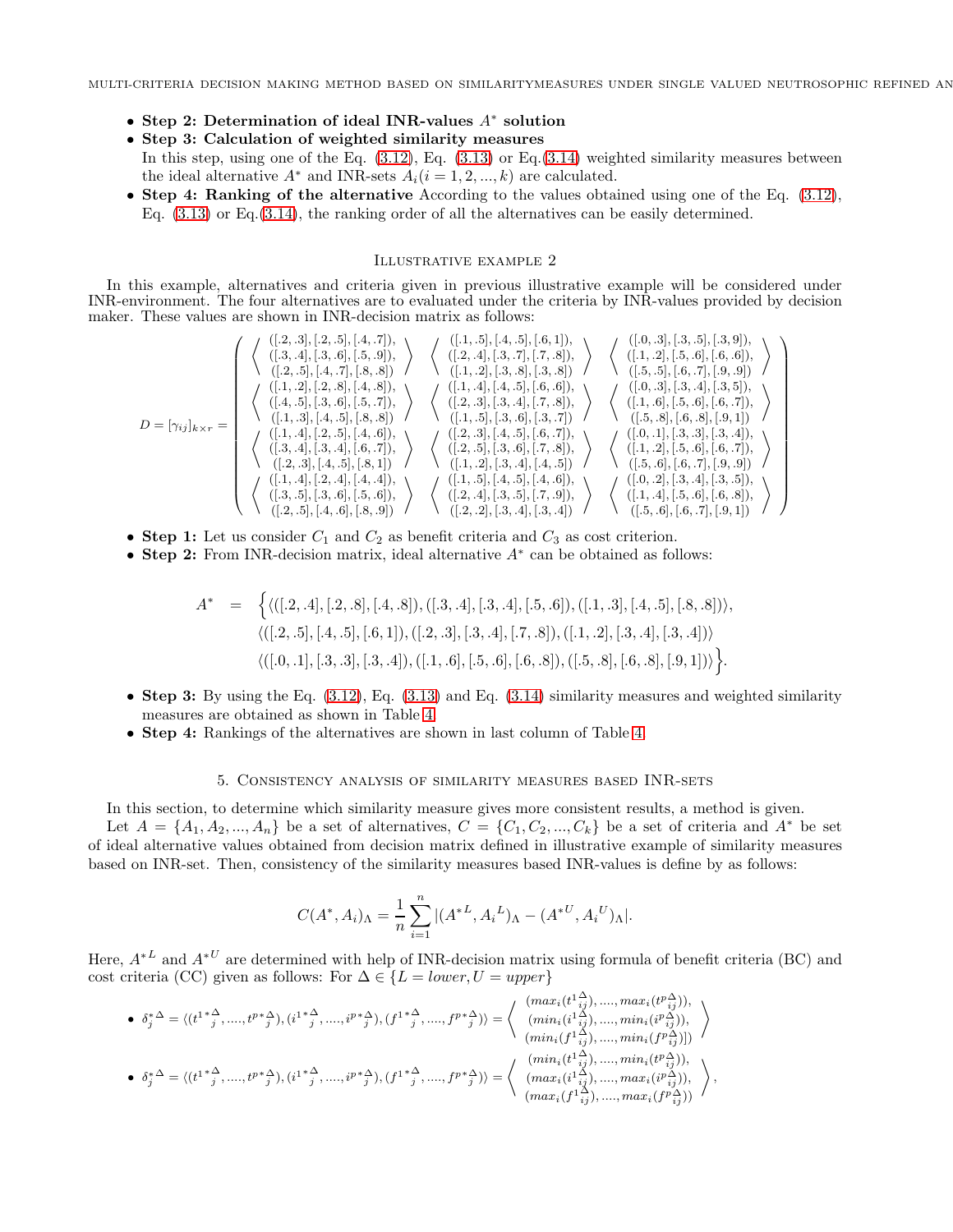- **Step 2: Determination of ideal INR-values $A^*$ solution**
- **Step 3: Calculation of weighted similarity measures**
  In this step, using one of the Eq. (3.12), Eq. (3.13) or Eq.(3.14) weighted similarity measures between the ideal alternative $A^*$ and INR-sets $A_i (i = 1, 2, ..., k)$ are calculated.
- **Step 4: Ranking of the alternative** According to the values obtained using one of the Eq. (3.12), Eq. (3.13) or Eq.(3.14), the ranking order of all the alternatives can be easily determined.

### Illustrative example 2

In this example, alternatives and criteria given in previous illustrative example will be considered under INR-environment. The four alternatives are to evaluated under the criteria by INR-values provided by decision maker. These values are shown in INR-decision matrix as follows:

$$D = [\gamma_{ij}]_{k \times r} = \begin{pmatrix} \left\langle \begin{matrix} ([.2,.3],[.2,.5],[.4,.7]), \\ ([.3,.4],[.3,.6],[.5,.9]), \\ ([.2,.5],[.4,.7],[.8,.8]) \end{matrix} \right\rangle & \left\langle \begin{matrix} ([.1,.5],[.4,.5],[.6,1]), \\ ([.2,.4],[.3,.7],[.7,.8]), \\ ([.1,.2],[.3,.8],[.3,.8]) \end{matrix} \right\rangle & \left\langle \begin{matrix} ([.0,.3],[.3,.5],[.3,9]), \\ ([.1,.2],[.5,.6],[.6,.6]), \\ ([.5,.5],[.6,.7],[.9,.9]) \end{matrix} \right\rangle \\ \left\langle \begin{matrix} ([.1,.2],[.2,.8],[.4,.8]), \\ ([.4,.5],[.3,.6],[.5,.7]), \\ ([.1,.3],[.4,.5],[.8,.8]) \end{matrix} \right\rangle & \left\langle \begin{matrix} ([.1,.4],[.4,.5],[.6,.6]), \\ ([.2,.3],[.3,.4],[.7,.8]), \\ ([.1,.5],[.3,.6],[.3,.7]) \end{matrix} \right\rangle & \left\langle \begin{matrix} ([.0,.3],[.3,.4],[.3,5]), \\ ([.1,.6],[.5,.6],[.6,.7]), \\ ([.5,.8],[.6,.8],[.9,1]) \end{matrix} \right\rangle \\ \left\langle \begin{matrix} ([.1,.4],[.2,.5],[.4,.6]), \\ ([.3,.4],[.3,.4],[.6,.7]), \\ ([.2,.3],[.4,.5],[.8,1]) \end{matrix} \right\rangle & \left\langle \begin{matrix} ([.2,.3],[.4,.5],[.6,.7]), \\ ([.2,.5],[.3,.6],[.7,.8]), \\ ([.1,.2],[.3,.4],[.4,.5]) \end{matrix} \right\rangle & \left\langle \begin{matrix} ([.0,.1],[.3,.3],[.3,.4]), \\ ([.1,.2],[.5,.6],[.6,.7]), \\ ([.5,.6],[.6,.7],[.9,.9]) \end{matrix} \right\rangle \\ \left\langle \begin{matrix} ([.1,.4],[.2,.4],[.4,.4]), \\ ([.3,.5],[.3,.6],[.5,.6]), \\ ([.2,.5],[.4,.6],[.8,.9]) \end{matrix} \right\rangle & \left\langle \begin{matrix} ([.1,.5],[.4,.5],[.4,.6]), \\ ([.2,.4],[.3,.5],[.7,.9]), \\ ([.2,.2],[.3,.4],[.3,.4]) \end{matrix} \right\rangle & \left\langle \begin{matrix} ([.0,.2],[.3,.4],[.3,.5]), \\ ([.1,.4],[.5,.6],[.6,.8]), \\ ([.5,.6],[.6,.7],[.9,1]) \end{matrix} \right\rangle \end{pmatrix}$$

- **Step 1:** Let us consider $C_1$ and $C_2$ as benefit criteria and $C_3$ as cost criterion.
- **Step 2:** From INR-decision matrix, ideal alternative $A^*$ can be obtained as follows:

$$\begin{aligned} A^* \;=\; \Big\{ & \langle([.2,.4],[.2,.8],[.4,.8]),([.3,.4],[.3,.4],[.5,.6]),([.1,.3],[.4,.5],[.8,.8])\rangle, \\ & \langle([.2,.5],[.4,.5],[.6,1]),([.2,.3],[.3,.4],[.7,.8]),([.1,.2],[.3,.4],[.3,.4])\rangle \\ & \langle([.0,.1],[.3,.3],[.3,.4]),([.1,.6],[.5,.6],[.6,.8]),([.5,.8],[.6,.8],[.9,1])\rangle \Big\}. \end{aligned}$$

- **Step 3:** By using the Eq. (3.12), Eq. (3.13) and Eq. (3.14) similarity measures and weighted similarity measures are obtained as shown in Table 4.
- **Step 4:** Rankings of the alternatives are shown in last column of Table 4.

## 5. Consistency analysis of similarity measures based INR-sets

In this section, to determine which similarity measure gives more consistent results, a method is given.

Let $A = \{A_1, A_2, ..., A_n\}$ be a set of alternatives, $C = \{C_1, C_2, ..., C_k\}$ be a set of criteria and $A^*$ be set of ideal alternative values obtained from decision matrix defined in illustrative example of similarity measures based on INR-set. Then, consistency of the similarity measures based INR-values is define by as follows:

$$C(A^*, A_i)_\Lambda = \frac{1}{n}\sum_{i=1}^{n} |(A^{*L}, A_i{}^L)_\Lambda - (A^{*U}, A_i{}^U)_\Lambda|.$$

Here, $A^{*L}$ and $A^{*U}$ are determined with help of INR-decision matrix using formula of benefit criteria (BC) and cost criteria (CC) given as follows: For $\Delta \in \{L = lower, U = upper\}$

- $\delta_j^{*\Delta} = \langle(t^{1*\Delta}_j, ...., t^{p*\Delta}_j), (i^{1*\Delta}_j, ...., i^{p*\Delta}_j), (f^{1*\Delta}_j, ...., f^{p*\Delta}_j)\rangle = \left\langle \begin{matrix} (max_i(t^{1\Delta}_{ij}), ...., max_i(t^{p\Delta}_{ij})), \\ (min_i(i^{1\Delta}_{ij}), ...., min_i(i^{p\Delta}_{ij})), \\ (min_i(f^{1\Delta}_{ij}), ...., min_i(f^{p\Delta}_{ij})]) \end{matrix} \right\rangle$
- $\delta_j^{*\Delta} = \langle(t^{1*\Delta}_j, ...., t^{p*\Delta}_j), (i^{1*\Delta}_j, ...., i^{p*\Delta}_j), (f^{1*\Delta}_j, ...., f^{p*\Delta}_j)\rangle = \left\langle \begin{matrix} (min_i(t^{1\Delta}_{ij}), ...., min_i(t^{p\Delta}_{ij})), \\ (max_i(i^{1\Delta}_{ij}), ...., max_i(i^{p\Delta}_{ij})), \\ (max_i(f^{1\Delta}_{ij}), ...., max_i(f^{p\Delta}_{ij})) \end{matrix} \right\rangle,$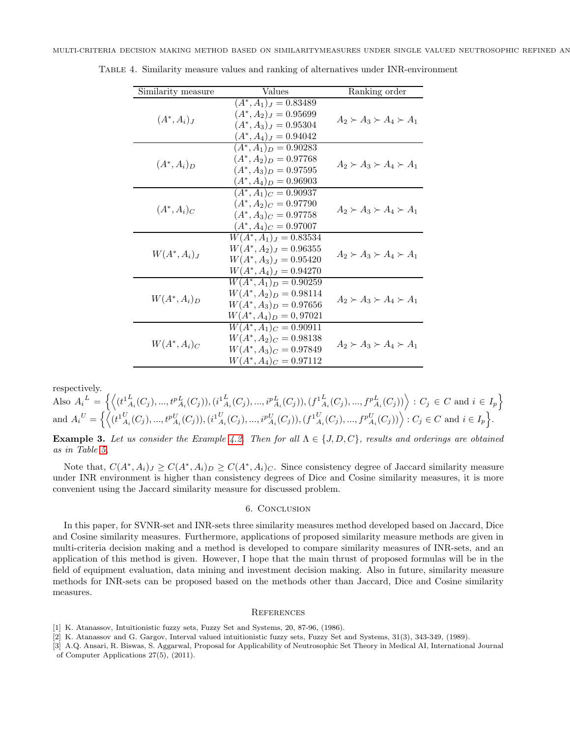Table 4. Similarity measure values and ranking of alternatives under INR-environment

| Similarity measure | Values | Ranking order |
|---|---|---|
| $(A^*, A_i)_J$ | $(A^*, A_1)_J = 0.83489$<br>$(A^*, A_2)_J = 0.95699$<br>$(A^*, A_3)_J = 0.95304$<br>$(A^*, A_4)_J = 0.94042$ | $A_2 \succ A_3 \succ A_4 \succ A_1$ |
| $(A^*, A_i)_D$ | $(A^*, A_1)_D = 0.90283$<br>$(A^*, A_2)_D = 0.97768$<br>$(A^*, A_3)_D = 0.97595$<br>$(A^*, A_4)_D = 0.96903$ | $A_2 \succ A_3 \succ A_4 \succ A_1$ |
| $(A^*, A_i)_C$ | $(A^*, A_1)_C = 0.90937$<br>$(A^*, A_2)_C = 0.97790$<br>$(A^*, A_3)_C = 0.97758$<br>$(A^*, A_4)_C = 0.97007$ | $A_2 \succ A_3 \succ A_4 \succ A_1$ |
| $W(A^*, A_i)_J$ | $W(A^*, A_1)_J = 0.83534$<br>$W(A^*, A_2)_J = 0.96355$<br>$W(A^*, A_3)_J = 0.95420$<br>$W(A^*, A_4)_J = 0.94270$ | $A_2 \succ A_3 \succ A_4 \succ A_1$ |
| $W(A^*, A_i)_D$ | $W(A^*, A_1)_D = 0.90259$<br>$W(A^*, A_2)_D = 0.98114$<br>$W(A^*, A_3)_D = 0.97656$<br>$W(A^*, A_4)_D = 0,97021$ | $A_2 \succ A_3 \succ A_4 \succ A_1$ |
| $W(A^*, A_i)_C$ | $W(A^*, A_1)_C = 0.90911$<br>$W(A^*, A_2)_C = 0.98138$<br>$W(A^*, A_3)_C = 0.97849$<br>$W(A^*, A_4)_C = 0.97112$ | $A_2 \succ A_3 \succ A_4 \succ A_1$ |

respectively.
Also $A_i{}^L = \Big\{\Big\langle(t^1{}^L_{A_i}(C_j), ..., t^p{}^L_{A_i}(C_j)), (i^1{}^L_{A_i}(C_j), ..., i^p{}^L_{A_i}(C_j)), (f^1{}^L_{A_i}(C_j), ..., f^p{}^L_{A_i}(C_j))\Big\rangle : C_j \in C \text{ and } i \in I_p\Big\}$
and $A_i{}^U = \Big\{\Big\langle(t^1{}^U_{A_i}(C_j), ..., t^p{}^U_{A_i}(C_j)), (i^1{}^U_{A_i}(C_j), ..., i^p{}^U_{A_i}(C_j)), (f^1{}^U_{A_i}(C_j), ..., f^p{}^U_{A_i}(C_j))\Big\rangle : C_j \in C \text{ and } i \in I_p\Big\}$.

**Example 3.** *Let us consider the Example 4.2. Then for all $\Lambda \in \{J, D, C\}$, results and orderings are obtained as in Table 5.*

Note that, $C(A^*, A_i)_J \geq C(A^*, A_i)_D \geq C(A^*, A_i)_C$. Since consistency degree of Jaccard similarity measure under INR environment is higher than consistency degrees of Dice and Cosine similarity measures, it is more convenient using the Jaccard similarity measure for discussed problem.

## 6. Conclusion

In this paper, for SVNR-set and INR-sets three similarity measures method developed based on Jaccard, Dice and Cosine similarity measures. Furthermore, applications of proposed similarity measure methods are given in multi-criteria decision making and a method is developed to compare similarity measures of INR-sets, and an application of this method is given. However, I hope that the main thrust of proposed formulas will be in the field of equipment evaluation, data mining and investment decision making. Also in future, similarity measure methods for INR-sets can be proposed based on the methods other than Jaccard, Dice and Cosine similarity measures.

## References

[1] K. Atanassov, Intuitionistic fuzzy sets, Fuzzy Set and Systems, 20, 87-96, (1986).

[2] K. Atanassov and G. Gargov, Interval valued intuitionistic fuzzy sets, Fuzzy Set and Systems, 31(3), 343-349, (1989).

[3] A.Q. Ansari, R. Biswas, S. Aggarwal, Proposal for Applicability of Neutrosophic Set Theory in Medical AI, International Journal of Computer Applications 27(5), (2011).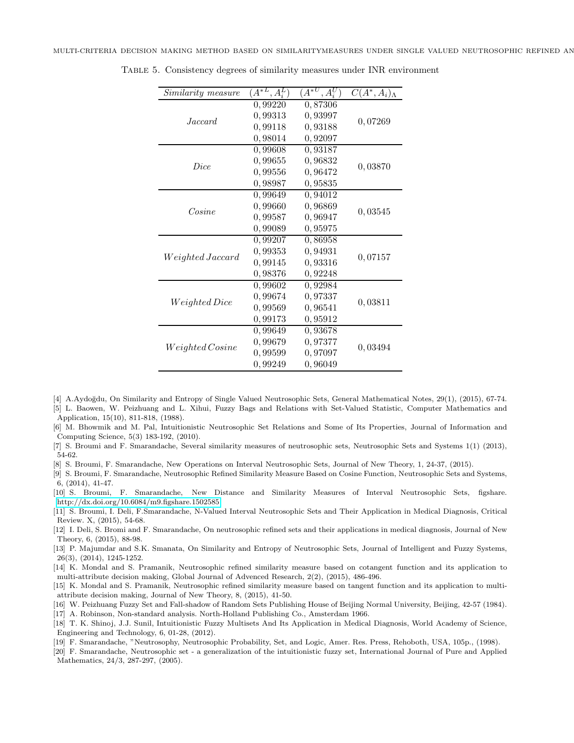Table 5. Consistency degrees of similarity measures under INR environment

| *Similarity measure* | $(A^{*L}, A_i^L)$ | $(A^{*U}, A_i^U)$ | $C(A^*, A_i)_\Lambda$ |
|---|---|---|---|
| *Jaccard* | 0,99220 | 0,87306 | 0,07269 |
| | 0,99313 | 0,93997 | |
| | 0,99118 | 0,93188 | |
| | 0,98014 | 0,92097 | |
| *Dice* | 0,99608 | 0,93187 | 0,03870 |
| | 0,99655 | 0,96832 | |
| | 0,99556 | 0,96472 | |
| | 0,98987 | 0,95835 | |
| *Cosine* | 0,99649 | 0,94012 | 0,03545 |
| | 0,99660 | 0,96869 | |
| | 0,99587 | 0,96947 | |
| | 0,99089 | 0,95975 | |
| *Weighted Jaccard* | 0,99207 | 0,86958 | 0,07157 |
| | 0,99353 | 0,94931 | |
| | 0,99145 | 0,93316 | |
| | 0,98376 | 0,92248 | |
| *Weighted Dice* | 0,99602 | 0,92984 | 0,03811 |
| | 0,99674 | 0,97337 | |
| | 0,99569 | 0,96541 | |
| | 0,99173 | 0,95912 | |
| *Weighted Cosine* | 0,99649 | 0,93678 | 0,03494 |
| | 0,99679 | 0,97377 | |
| | 0,99599 | 0,97097 | |
| | 0,99249 | 0,96049 | |

[4] A.Aydoğdu, On Similarity and Entropy of Single Valued Neutrosophic Sets, General Mathematical Notes, 29(1), (2015), 67-74.

[5] L. Baowen, W. Peizhuang and L. Xihui, Fuzzy Bags and Relations with Set-Valued Statistic, Computer Mathematics and Application, 15(10), 811-818, (1988).

[6] M. Bhowmik and M. Pal, Intuitionistic Neutrosophic Set Relations and Some of Its Properties, Journal of Information and Computing Science, 5(3) 183-192, (2010).

[7] S. Broumi and F. Smarandache, Several similarity measures of neutrosophic sets, Neutrosophic Sets and Systems 1(1) (2013), 54-62.

[8] S. Broumi, F. Smarandache, New Operations on Interval Neutrosophic Sets, Journal of New Theory, 1, 24-37, (2015).

[9] S. Broumi, F. Smarandache, Neutrosophic Refined Similarity Measure Based on Cosine Function, Neutrosophic Sets and Systems, 6, (2014), 41-47.

[10] S. Broumi, F. Smarandache, New Distance and Similarity Measures of Interval Neutrosophic Sets, figshare. http://dx.doi.org/10.6084/m9.figshare.1502585

[11] S. Broumi, I. Deli, F.Smarandache, N-Valued Interval Neutrosophic Sets and Their Application in Medical Diagnosis, Critical Review. X, (2015), 54-68.

[12] I. Deli, S. Bromi and F. Smarandache, On neutrosophic refined sets and their applications in medical diagnosis, Journal of New Theory, 6, (2015), 88-98.

[13] P. Majumdar and S.K. Smanata, On Similarity and Entropy of Neutrosophic Sets, Journal of Intelligent and Fuzzy Systems, 26(3), (2014), 1245-1252.

[14] K. Mondal and S. Pramanik, Neutrosophic refined similarity measure based on cotangent function and its application to multi-attribute decision making, Global Journal of Advenced Research, 2(2), (2015), 486-496.

[15] K. Mondal and S. Pramanik, Neutrosophic refined similarity measure based on tangent function and its application to multi-attribute decision making, Journal of New Theory, 8, (2015), 41-50.

[16] W. Peizhuang Fuzzy Set and Fall-shadow of Random Sets Publishing House of Beijing Normal University, Beijing, 42-57 (1984).

[17] A. Robinson, Non-standard analysis. North-Holland Publishing Co., Amsterdam 1966.

[18] T. K. Shinoj, J.J. Sunil, Intuitionistic Fuzzy Multisets And Its Application in Medical Diagnosis, World Academy of Science, Engineering and Technology, 6, 01-28, (2012).

[19] F. Smarandache, "Neutrosophy, Neutrosophic Probability, Set, and Logic, Amer. Res. Press, Rehoboth, USA, 105p., (1998).

[20] F. Smarandache, Neutrosophic set - a generalization of the intuitionistic fuzzy set, International Journal of Pure and Applied Mathematics, 24/3, 287-297, (2005).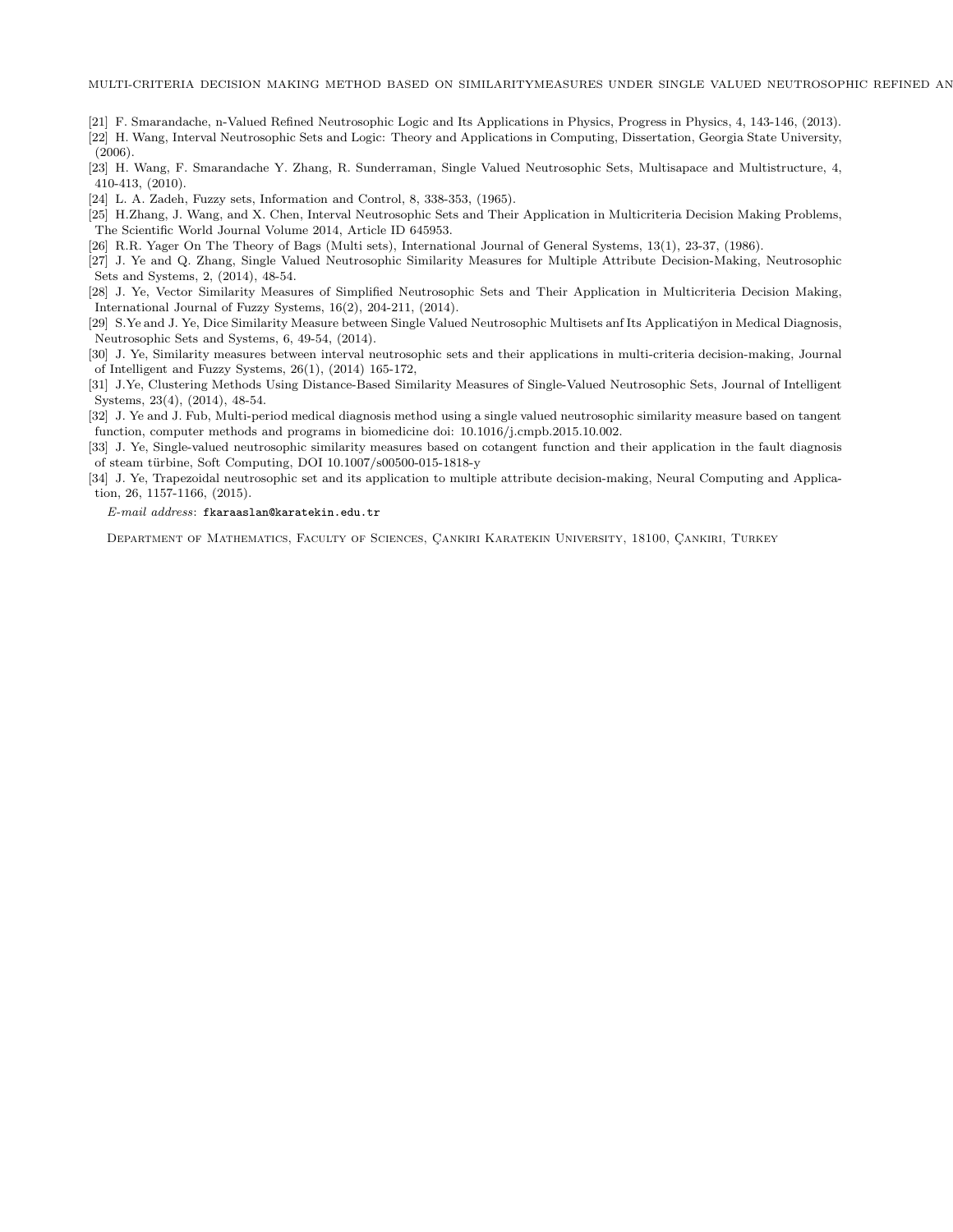[21] F. Smarandache, n-Valued Refined Neutrosophic Logic and Its Applications in Physics, Progress in Physics, 4, 143-146, (2013).

[22] H. Wang, Interval Neutrosophic Sets and Logic: Theory and Applications in Computing, Dissertation, Georgia State University, (2006).

[23] H. Wang, F. Smarandache Y. Zhang, R. Sunderraman, Single Valued Neutrosophic Sets, Multisapace and Multistructure, 4, 410-413, (2010).

[24] L. A. Zadeh, Fuzzy sets, Information and Control, 8, 338-353, (1965).

[25] H.Zhang, J. Wang, and X. Chen, Interval Neutrosophic Sets and Their Application in Multicriteria Decision Making Problems, The Scientific World Journal Volume 2014, Article ID 645953.

[26] R.R. Yager On The Theory of Bags (Multi sets), International Journal of General Systems, 13(1), 23-37, (1986).

[27] J. Ye and Q. Zhang, Single Valued Neutrosophic Similarity Measures for Multiple Attribute Decision-Making, Neutrosophic Sets and Systems, 2, (2014), 48-54.

[28] J. Ye, Vector Similarity Measures of Simplified Neutrosophic Sets and Their Application in Multicriteria Decision Making, International Journal of Fuzzy Systems, 16(2), 204-211, (2014).

[29] S.Ye and J. Ye, Dice Similarity Measure between Single Valued Neutrosophic Multisets anf Its Applicatiýon in Medical Diagnosis, Neutrosophic Sets and Systems, 6, 49-54, (2014).

[30] J. Ye, Similarity measures between interval neutrosophic sets and their applications in multi-criteria decision-making, Journal of Intelligent and Fuzzy Systems, 26(1), (2014) 165-172,

[31] J.Ye, Clustering Methods Using Distance-Based Similarity Measures of Single-Valued Neutrosophic Sets, Journal of Intelligent Systems, 23(4), (2014), 48-54.

[32] J. Ye and J. Fub, Multi-period medical diagnosis method using a single valued neutrosophic similarity measure based on tangent function, computer methods and programs in biomedicine doi: 10.1016/j.cmpb.2015.10.002.

[33] J. Ye, Single-valued neutrosophic similarity measures based on cotangent function and their application in the fault diagnosis of steam türbine, Soft Computing, DOI 10.1007/s00500-015-1818-y

[34] J. Ye, Trapezoidal neutrosophic set and its application to multiple attribute decision-making, Neural Computing and Application, 26, 1157-1166, (2015).

*E-mail address*: fkaraaslan@karatekin.edu.tr

Department of Mathematics, Faculty of Sciences, Çankiri Karatekin University, 18100, Çankiri, Turkey